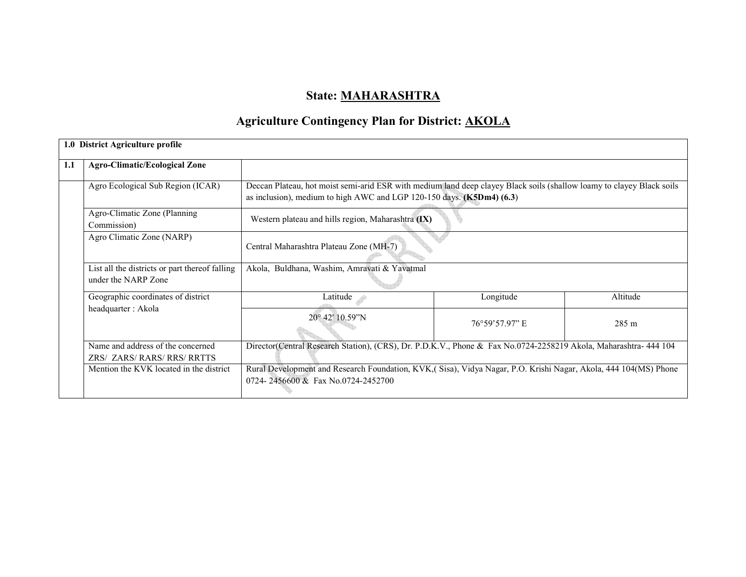# State: MAHARASHTRA

## Agriculture Contingency Plan for District: AKOLA

| 1.0 District Agriculture profile | | | | |
|---|---|---|---|---|
| **1.1** | **Agro-Climatic/Ecological Zone** | | | |
| | Agro Ecological Sub Region (ICAR) | Deccan Plateau, hot moist semi-arid ESR with medium land deep clayey Black soils (shallow loamy to clayey Black soils as inclusion), medium to high AWC and LGP 120-150 days. **(K5Dm4) (6.3**) | | |
| | Agro-Climatic Zone (Planning Commission) | Western plateau and hills region, Maharashtra **(IX)** | | |
| | Agro Climatic Zone (NARP) | Central Maharashtra Plateau Zone (MH-7) | | |
| | List all the districts or part thereof falling under the NARP Zone | Akola, Buldhana, Washim, Amravati & Yavatmal | | |
| | Geographic coordinates of district headquarter : Akola | Latitude | Longitude | Altitude |
| | | 20° 42' 10.59"N | 76°59'57.97" E | 285 m |
| | Name and address of the concerned ZRS/ ZARS/ RARS/ RRS/ RRTTS | Director(Central Research Station), (CRS), Dr. P.D.K.V., Phone & Fax No.0724-2258219 Akola, Maharashtra- 444 104 | | |
| | Mention the KVK located in the district | Rural Development and Research Foundation, KVK,( Sisa), Vidya Nagar, P.O. Krishi Nagar, Akola, 444 104(MS) Phone 0724- 2456600 & Fax No.0724-2452700 | | |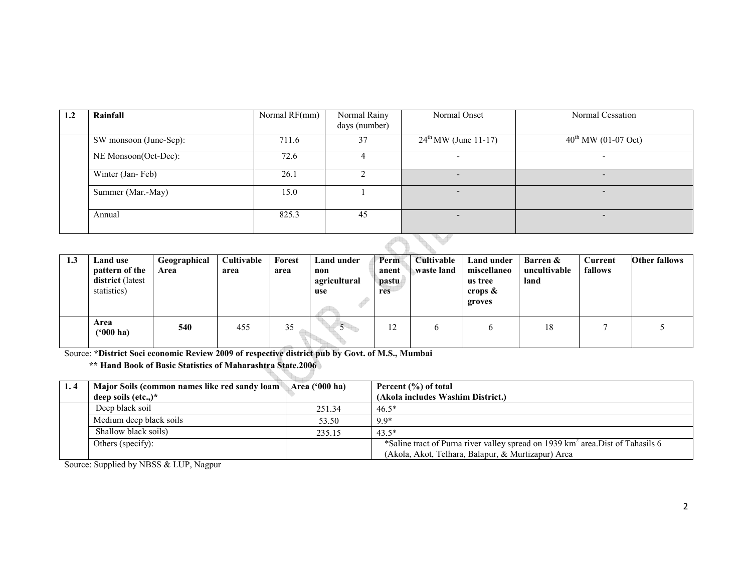| 1.2 | Rainfall | Normal RF(mm) | Normal Rainy days (number) | Normal Onset | Normal Cessation |
|---|---|---|---|---|---|
| | SW monsoon (June-Sep): | 711.6 | 37 | 24th MW (June 11-17) | 40th MW (01-07 Oct) |
| | NE Monsoon(Oct-Dec): | 72.6 | 4 | - | - |
| | Winter (Jan- Feb) | 26.1 | 2 | - | - |
| | Summer (Mar.-May) | 15.0 | 1 | - | - |
| | Annual | 825.3 | 45 | - | - |

| 1.3 | Land use pattern of the district (latest statistics) | Geographical Area | Cultivable area | Forest area | Land under non agricultural use | Permanent pastures | Cultivable waste land | Land under miscellaneous tree crops & groves | Barren & uncultivable land | Current fallows | Other fallows |
|---|---|---|---|---|---|---|---|---|---|---|---|
| | Area ('000 ha) | **540** | 455 | 35 | 5 | 12 | 6 | 6 | 18 | 7 | 5 |

Source: ***District Soci economic Review 2009 of respective district pub by Govt. of M.S., Mumbai**

**** Hand Book of Basic Statistics of Maharashtra State.2006**

| 1. 4 | Major Soils (common names like red sandy loam deep soils (etc.,)* | Area ('000 ha) | Percent (%) of total (Akola includes Washim District.) |
|---|---|---|---|
| | Deep black soil | 251.34 | 46.5* |
| | Medium deep black soils | 53.50 | 9.9* |
| | Shallow black soils) | 235.15 | 43.5* |
| | Others (specify): | | *Saline tract of Purna river valley spread on 1939 km$^2$ area.Dist of Tahasils 6 (Akola, Akot, Telhara, Balapur, & Murtizapur) Area |

Source: Supplied by NBSS & LUP, Nagpur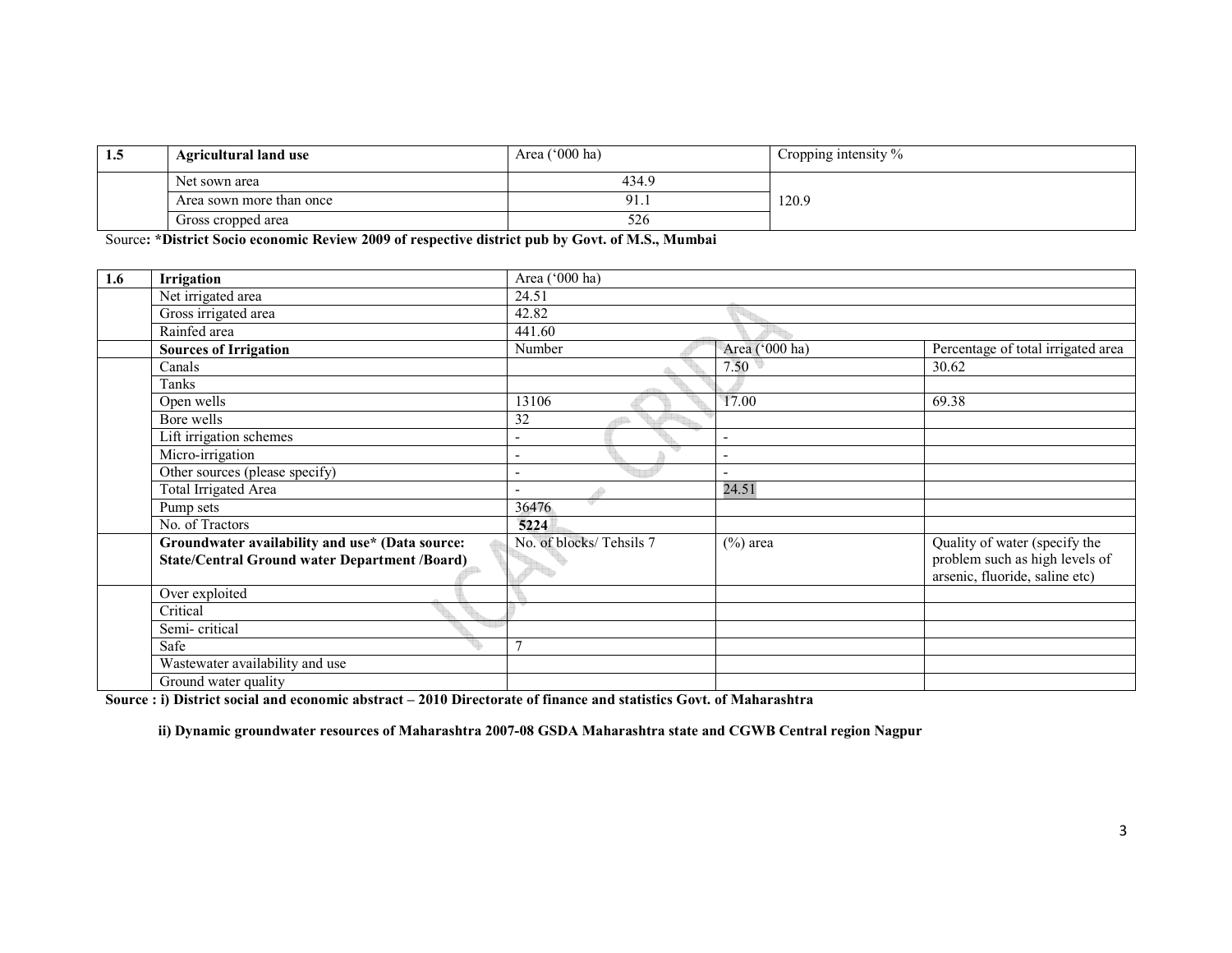| 1.5 | **Agricultural land use** | Area ('000 ha) | Cropping intensity % |
|---|---|---|---|
| | Net sown area | 434.9 | 120.9 |
| | Area sown more than once | 91.1 | |
| | Gross cropped area | 526 | |

Source**: *District Socio economic Review 2009 of respective district pub by Govt. of M.S., Mumbai**

| 1.6 | **Irrigation** | Area ('000 ha) | | |
|---|---|---|---|---|
| | Net irrigated area | 24.51 | | |
| | Gross irrigated area | 42.82 | | |
| | Rainfed area | 441.60 | | |
| | **Sources of Irrigation** | Number | Area ('000 ha) | Percentage of total irrigated area |
| | Canals | | 7.50 | 30.62 |
| | Tanks | | | |
| | Open wells | 13106 | 17.00 | 69.38 |
| | Bore wells | 32 | | |
| | Lift irrigation schemes | - | - | |
| | Micro-irrigation | - | - | |
| | Other sources (please specify) | - | - | |
| | Total Irrigated Area | - | 24.51 | |
| | Pump sets | 36476 | | |
| | No. of Tractors | **5224** | | |
| | **Groundwater availability and use* (Data source: State/Central Ground water Department /Board)** | No. of blocks/ Tehsils 7 | (%) area | Quality of water (specify the problem such as high levels of arsenic, fluoride, saline etc) |
| | Over exploited | | | |
| | Critical | | | |
| | Semi- critical | | | |
| | Safe | 7 | | |
| | Wastewater availability and use | | | |
| | Ground water quality | | | |

**Source : i) District social and economic abstract – 2010 Directorate of finance and statistics Govt. of Maharashtra**

**ii) Dynamic groundwater resources of Maharashtra 2007-08 GSDA Maharashtra state and CGWB Central region Nagpur**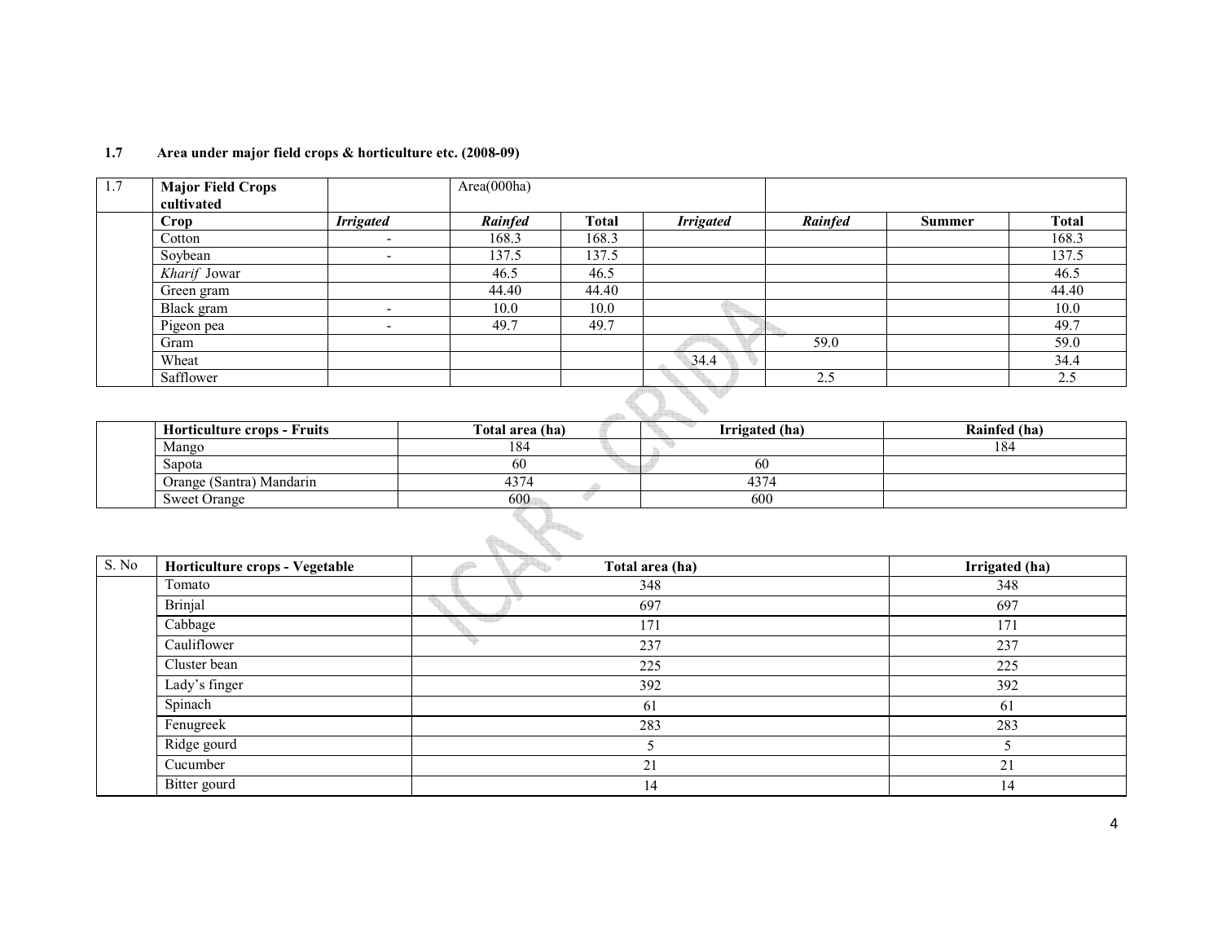## 1.7 Area under major field crops & horticulture etc. (2008-09)

| 1.7 | Major Field Crops cultivated | | Area(000ha) | | | | | |
|---|---|---|---|---|---|---|---|---|
| | **Crop** | ***Irrigated*** | ***Rainfed*** | **Total** | ***Irrigated*** | ***Rainfed*** | **Summer** | **Total** |
| | Cotton | - | 168.3 | 168.3 | | | | 168.3 |
| | Soybean | - | 137.5 | 137.5 | | | | 137.5 |
| | *Kharif* Jowar | | 46.5 | 46.5 | | | | 46.5 |
| | Green gram | | 44.40 | 44.40 | | | | 44.40 |
| | Black gram | - | 10.0 | 10.0 | | | | 10.0 |
| | Pigeon pea | - | 49.7 | 49.7 | | | | 49.7 |
| | Gram | | | | | 59.0 | | 59.0 |
| | Wheat | | | | 34.4 | | | 34.4 |
| | Safflower | | | | | 2.5 | | 2.5 |

| | Horticulture crops - Fruits | Total area (ha) | Irrigated (ha) | Rainfed (ha) |
|---|---|---|---|---|
| | Mango | 184 | | 184 |
| | Sapota | 60 | 60 | |
| | Orange (Santra) Mandarin | 4374 | 4374 | |
| | Sweet Orange | 600 | 600 | |

| S. No | Horticulture crops - Vegetable | Total area (ha) | Irrigated (ha) |
|---|---|---|---|
| | Tomato | 348 | 348 |
| | Brinjal | 697 | 697 |
| | Cabbage | 171 | 171 |
| | Cauliflower | 237 | 237 |
| | Cluster bean | 225 | 225 |
| | Lady's finger | 392 | 392 |
| | Spinach | 61 | 61 |
| | Fenugreek | 283 | 283 |
| | Ridge gourd | 5 | 5 |
| | Cucumber | 21 | 21 |
| | Bitter gourd | 14 | 14 |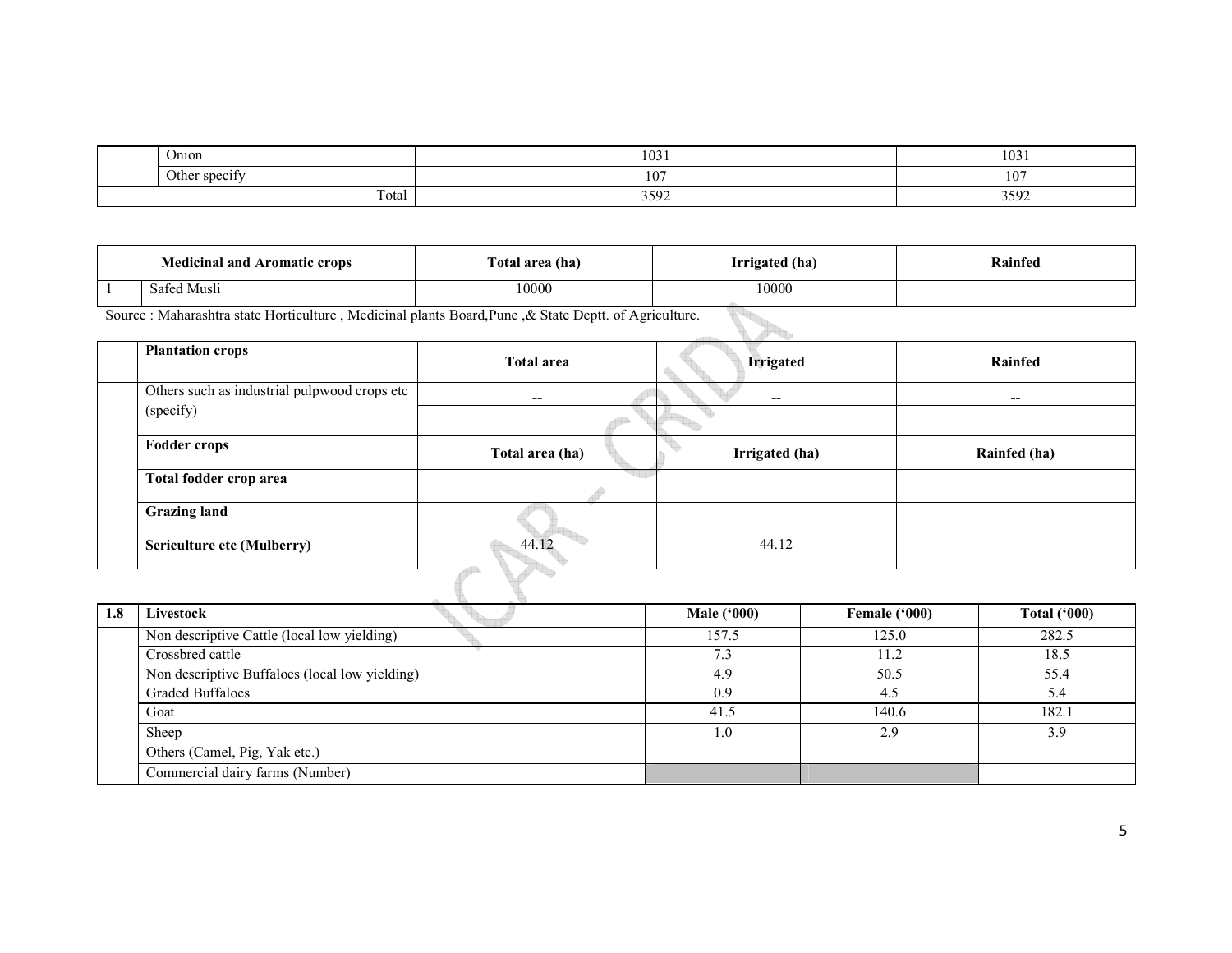| | | | |
|---|---|---|---|
| | Onion | 1031 | 1031 |
| | Other specify | 107 | 107 |
| | Total | 3592 | 3592 |

| | Medicinal and Aromatic crops | Total area (ha) | Irrigated (ha) | Rainfed |
|---|---|---|---|---|
| 1 | Safed Musli | 10000 | 10000 | |

Source : Maharashtra state Horticulture , Medicinal plants Board,Pune ,& State Deptt. of Agriculture.

| | Plantation crops | Total area | Irrigated | Rainfed |
|---|---|---|---|---|
| | Others such as industrial pulpwood crops etc (specify) | -- | -- | -- |
| | **Fodder crops** | **Total area (ha)** | **Irrigated (ha)** | **Rainfed (ha)** |
| | **Total fodder crop area** | | | |
| | **Grazing land** | | | |
| | **Sericulture etc (Mulberry)** | 44.12 | 44.12 | |

| 1.8 | Livestock | Male ('000) | Female ('000) | Total ('000) |
|---|---|---|---|---|
| | Non descriptive Cattle (local low yielding) | 157.5 | 125.0 | 282.5 |
| | Crossbred cattle | 7.3 | 11.2 | 18.5 |
| | Non descriptive Buffaloes (local low yielding) | 4.9 | 50.5 | 55.4 |
| | Graded Buffaloes | 0.9 | 4.5 | 5.4 |
| | Goat | 41.5 | 140.6 | 182.1 |
| | Sheep | 1.0 | 2.9 | 3.9 |
| | Others (Camel, Pig, Yak etc.) | | | |
| | Commercial dairy farms (Number) | | | |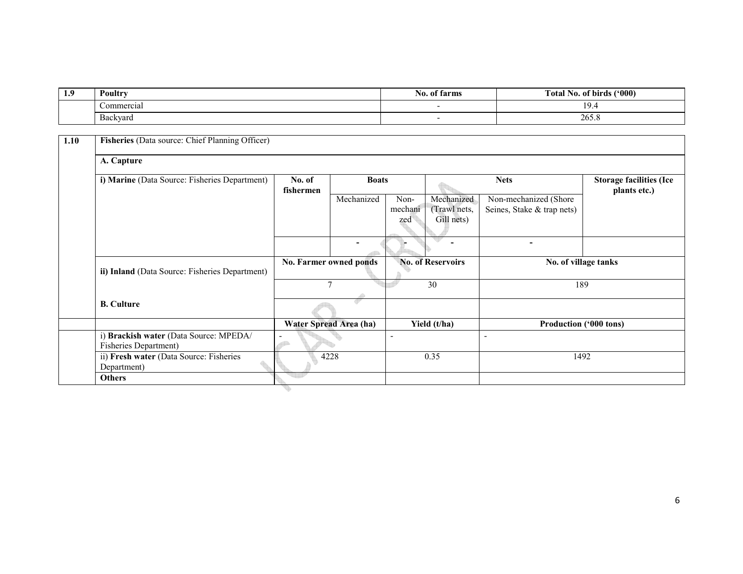| 1.9 | Poultry | No. of farms | Total No. of birds ('000) |
|---|---|---|---|
| | Commercial | - | 19.4 |
| | Backyard | - | 265.8 |

| 1.10 | **Fisheries** (Data source: Chief Planning Officer) | | | | | | |
|---|---|---|---|---|---|---|---|
| | **A. Capture** | | | | | | |
| | **i) Marine** (Data Source: Fisheries Department) | No. of fishermen | Boats | | Nets | | Storage facilities (Ice plants etc.) |
| | | | Mechanized | Non-mechanized | Mechanized (Trawl nets, Gill nets) | Non-mechanized (Shore Seines, Stake & trap nets) | |
| | | | - | - | - | - | |
| | **ii) Inland** (Data Source: Fisheries Department) | No. Farmer owned ponds | | No. of Reservoirs | | No. of village tanks | |
| | | 7 | | 30 | | 189 | |
| | **B. Culture** | | | | | | |
| | | Water Spread Area (ha) | | Yield (t/ha) | | Production ('000 tons) | |
| | i) **Brackish water** (Data Source: MPEDA/ Fisheries Department) | - | | - | | - | |
| | ii) **Fresh water** (Data Source: Fisheries Department) | 4228 | | 0.35 | | 1492 | |
| | **Others** | | | | | | |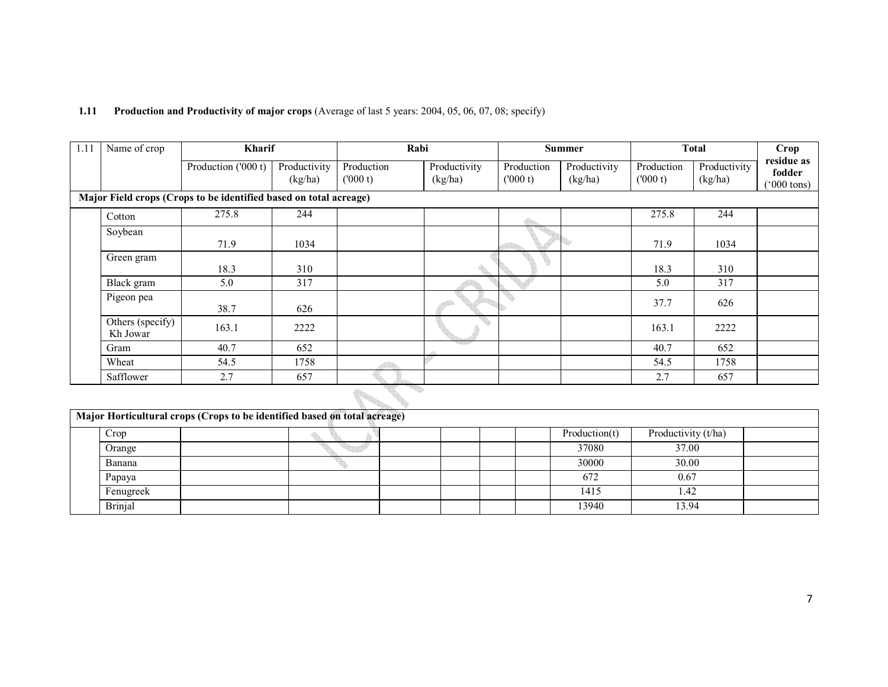**1.11 Production and Productivity of major crops** (Average of last 5 years: 2004, 05, 06, 07, 08; specify)

| 1.11 | Name of crop | Kharif | | Rabi | | Summer | | Total | | Crop residue as fodder ('000 tons) |
|---|---|---|---|---|---|---|---|---|---|---|
| | | Production ('000 t) | Productivity (kg/ha) | Production ('000 t) | Productivity (kg/ha) | Production ('000 t) | Productivity (kg/ha) | Production ('000 t) | Productivity (kg/ha) | |
| **Major Field crops (Crops to be identified based on total acreage)** | | | | | | | | | | |
| | Cotton | 275.8 | 244 | | | | | 275.8 | 244 | |
| | Soybean | 71.9 | 1034 | | | | | 71.9 | 1034 | |
| | Green gram | 18.3 | 310 | | | | | 18.3 | 310 | |
| | Black gram | 5.0 | 317 | | | | | 5.0 | 317 | |
| | Pigeon pea | 38.7 | 626 | | | | | 37.7 | 626 | |
| | Others (specify) Kh Jowar | 163.1 | 2222 | | | | | 163.1 | 2222 | |
| | Gram | 40.7 | 652 | | | | | 40.7 | 652 | |
| | Wheat | 54.5 | 1758 | | | | | 54.5 | 1758 | |
| | Safflower | 2.7 | 657 | | | | | 2.7 | 657 | |

| **Major Horticultural crops (Crops to be identified based on total acreage)** | | | | | | | | | | |
|---|---|---|---|---|---|---|---|---|---|---|
| | Crop | | | | | | | Production(t) | Productivity (t/ha) | |
| | Orange | | | | | | | 37080 | 37.00 | |
| | Banana | | | | | | | 30000 | 30.00 | |
| | Papaya | | | | | | | 672 | 0.67 | |
| | Fenugreek | | | | | | | 1415 | 1.42 | |
| | Brinjal | | | | | | | 13940 | 13.94 | |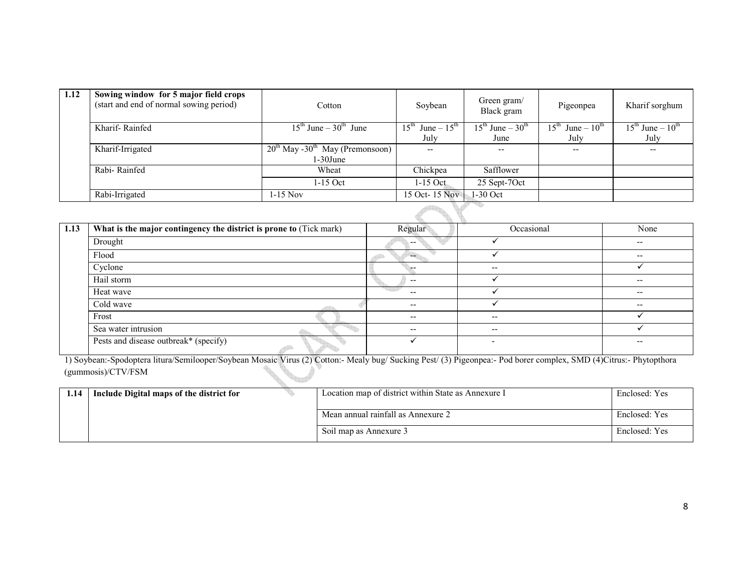| 1.12 | Sowing window for 5 major field crops (start and end of normal sowing period) | Cotton | Soybean | Green gram/ Black gram | Pigeonpea | Kharif sorghum |
|---|---|---|---|---|---|---|
| | Kharif- Rainfed | 15th June – 30th June | 15th June – 15th July | 15th June – 30th June | 15th June – 10th July | 15th June – 10th July |
| | Kharif-Irrigated | 20th May -30th May (Premonsoon) 1-30June | -- | -- | -- | -- |
| | Rabi- Rainfed | Wheat | Chickpea | Safflower | | |
| | | 1-15 Oct | 1-15 Oct | 25 Sept-7Oct | | |
| | Rabi-Irrigated | 1-15 Nov | 15 Oct- 15 Nov | 1-30 Oct | | |

| 1.13 | What is the major contingency the district is prone to (Tick mark) | Regular | Occasional | None |
|---|---|---|---|---|
| | Drought | -- | ✓ | -- |
| | Flood | -- | ✓ | -- |
| | Cyclone | -- | -- | ✓ |
| | Hail storm | -- | ✓ | -- |
| | Heat wave | -- | ✓ | -- |
| | Cold wave | -- | ✓ | -- |
| | Frost | -- | -- | ✓ |
| | Sea water intrusion | -- | -- | ✓ |
| | Pests and disease outbreak* (specify) | ✓ | - | -- |

1) Soybean:-Spodoptera litura/Semilooper/Soybean Mosaic Virus (2) Cotton:- Mealy bug/ Sucking Pest/ (3) Pigeonpea:- Pod borer complex, SMD (4)Citrus:- Phytopthora (gummosis)/CTV/FSM

| 1.14 | Include Digital maps of the district for | Location map of district within State as Annexure I | Enclosed: Yes |
|---|---|---|---|
| | | Mean annual rainfall as Annexure 2 | Enclosed: Yes |
| | | Soil map as Annexure 3 | Enclosed: Yes |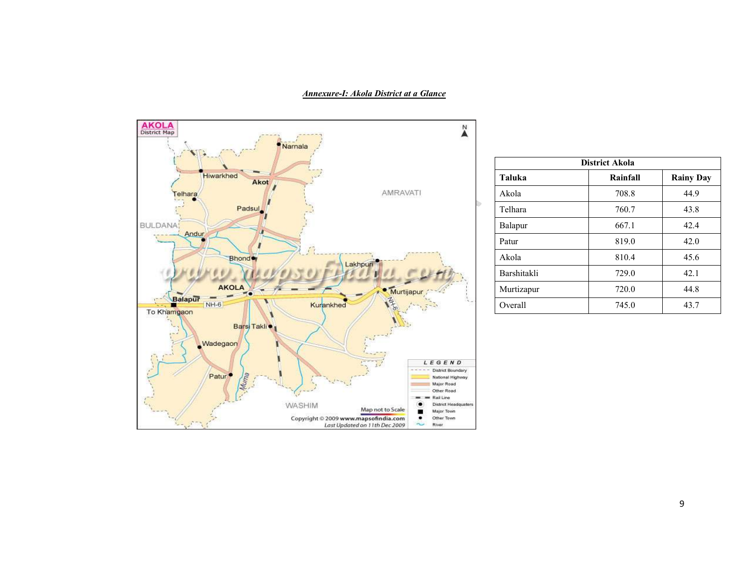***Annexure-I: Akola District at a Glance***

| District Akola | | |
|---|---|---|
| **Taluka** | **Rainfall** | **Rainy Day** |
| Akola | 708.8 | 44.9 |
| Telhara | 760.7 | 43.8 |
| Balapur | 667.1 | 42.4 |
| Patur | 819.0 | 42.0 |
| Akola | 810.4 | 45.6 |
| Barshitakli | 729.0 | 42.1 |
| Murtizapur | 720.0 | 44.8 |
| Overall | 745.0 | 43.7 |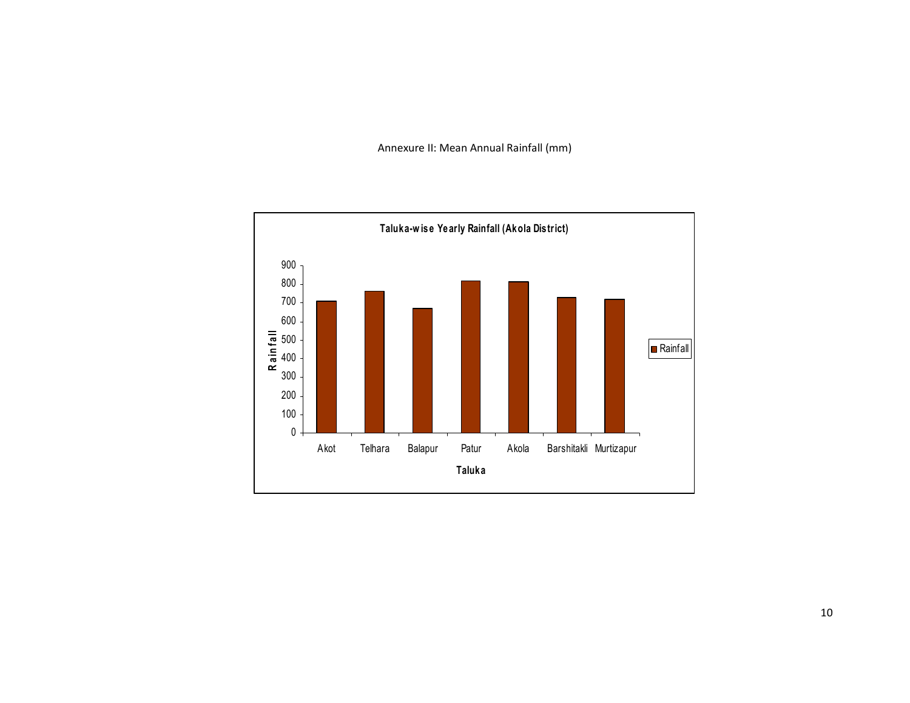Annexure II: Mean Annual Rainfall (mm)

**Taluka-wise Yearly Rainfall (Akola District)**

Rainfall

900
800
700
600
500
400
300
200
100
0

Akot Telhara Balapur Patur Akola Barshitakli Murtizapur

Taluka

■ Rainfall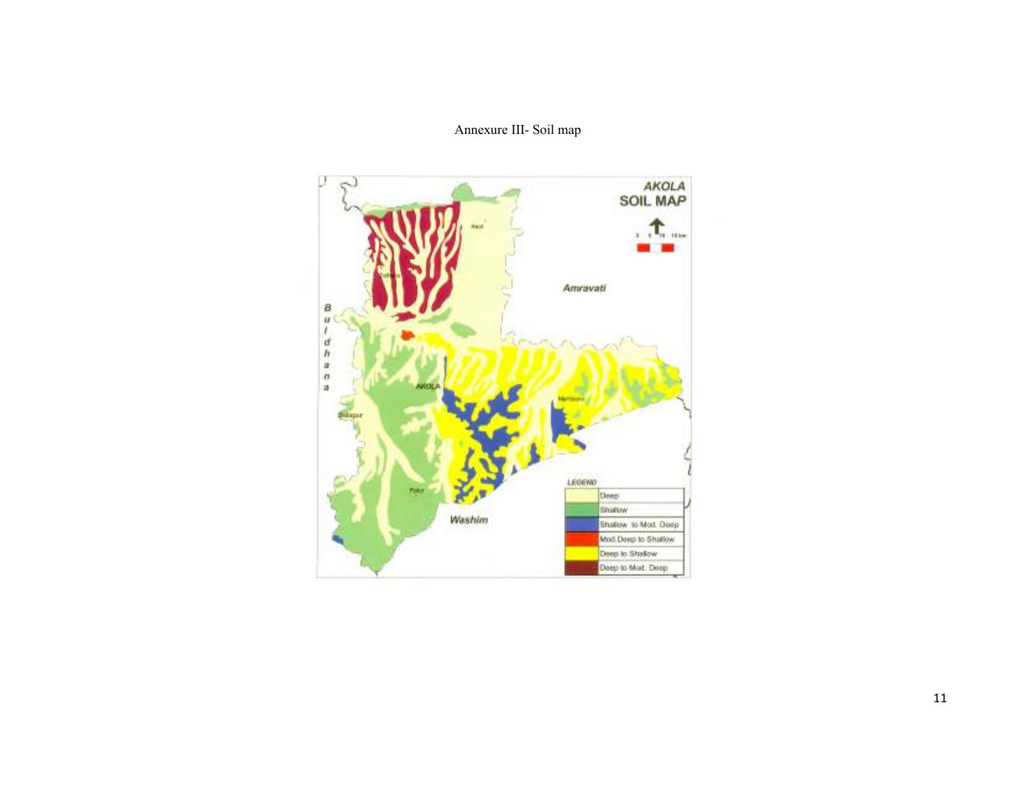Annexure III- Soil map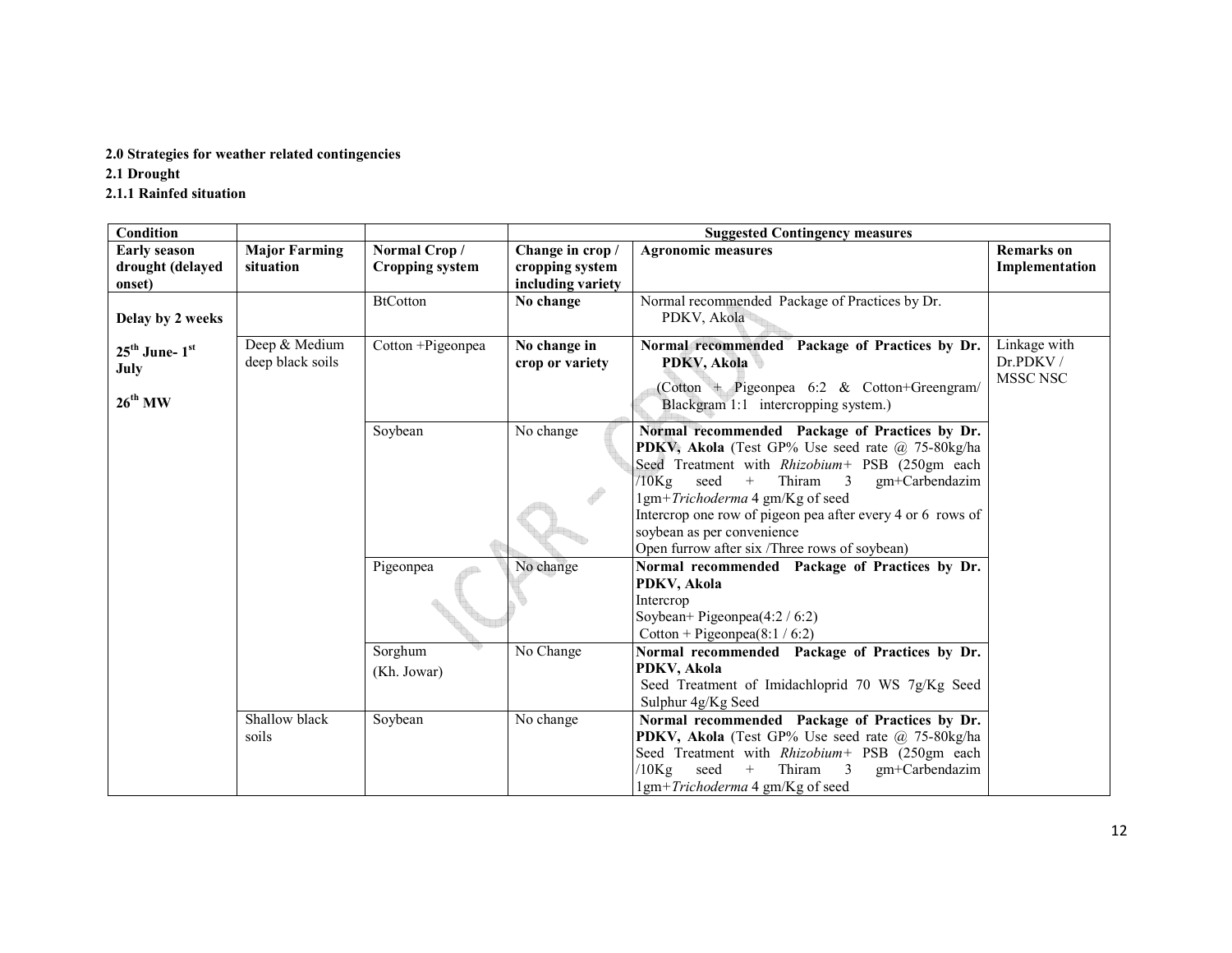**2.0 Strategies for weather related contingencies**

**2.1 Drought**

**2.1.1 Rainfed situation**

| **Condition** | | | **Suggested Contingency measures** | | |
|---|---|---|---|---|---|
| **Early season drought (delayed onset)** | **Major Farming situation** | **Normal Crop / Cropping system** | **Change in crop / cropping system including variety** | **Agronomic measures** | **Remarks on Implementation** |
| **Delay by 2 weeks** | | BtCotton | **No change** | Normal recommended Package of Practices by Dr. PDKV, Akola | |
| **25th June- 1st July**<br>**26th MW** | Deep & Medium deep black soils | Cotton +Pigeonpea | **No change in crop or variety** | **Normal recommended Package of Practices by Dr. PDKV, Akola**<br>(Cotton + Pigeonpea 6:2 & Cotton+Greengram/ Blackgram 1:1 intercropping system.) | Linkage with Dr.PDKV / MSSC NSC |
| | | Soybean | No change | **Normal recommended Package of Practices by Dr. PDKV, Akola** (Test GP% Use seed rate @ 75-80kg/ha Seed Treatment with *Rhizobium*+ PSB (250gm each /10Kg seed + Thiram 3 gm+Carbendazim 1gm+*Trichoderma* 4 gm/Kg of seed<br>Intercrop one row of pigeon pea after every 4 or 6 rows of soybean as per convenience<br>Open furrow after six /Three rows of soybean) | |
| | | Pigeonpea | No change | **Normal recommended Package of Practices by Dr. PDKV, Akola**<br>Intercrop<br>Soybean+ Pigeonpea(4:2 / 6:2)<br>Cotton + Pigeonpea(8:1 / 6:2) | |
| | | Sorghum<br>(Kh. Jowar) | No Change | **Normal recommended Package of Practices by Dr. PDKV, Akola**<br>Seed Treatment of Imidachloprid 70 WS 7g/Kg Seed<br>Sulphur 4g/Kg Seed | |
| | Shallow black soils | Soybean | No change | **Normal recommended Package of Practices by Dr. PDKV, Akola** (Test GP% Use seed rate @ 75-80kg/ha Seed Treatment with *Rhizobium*+ PSB (250gm each /10Kg seed + Thiram 3 gm+Carbendazim 1gm+*Trichoderma* 4 gm/Kg of seed | |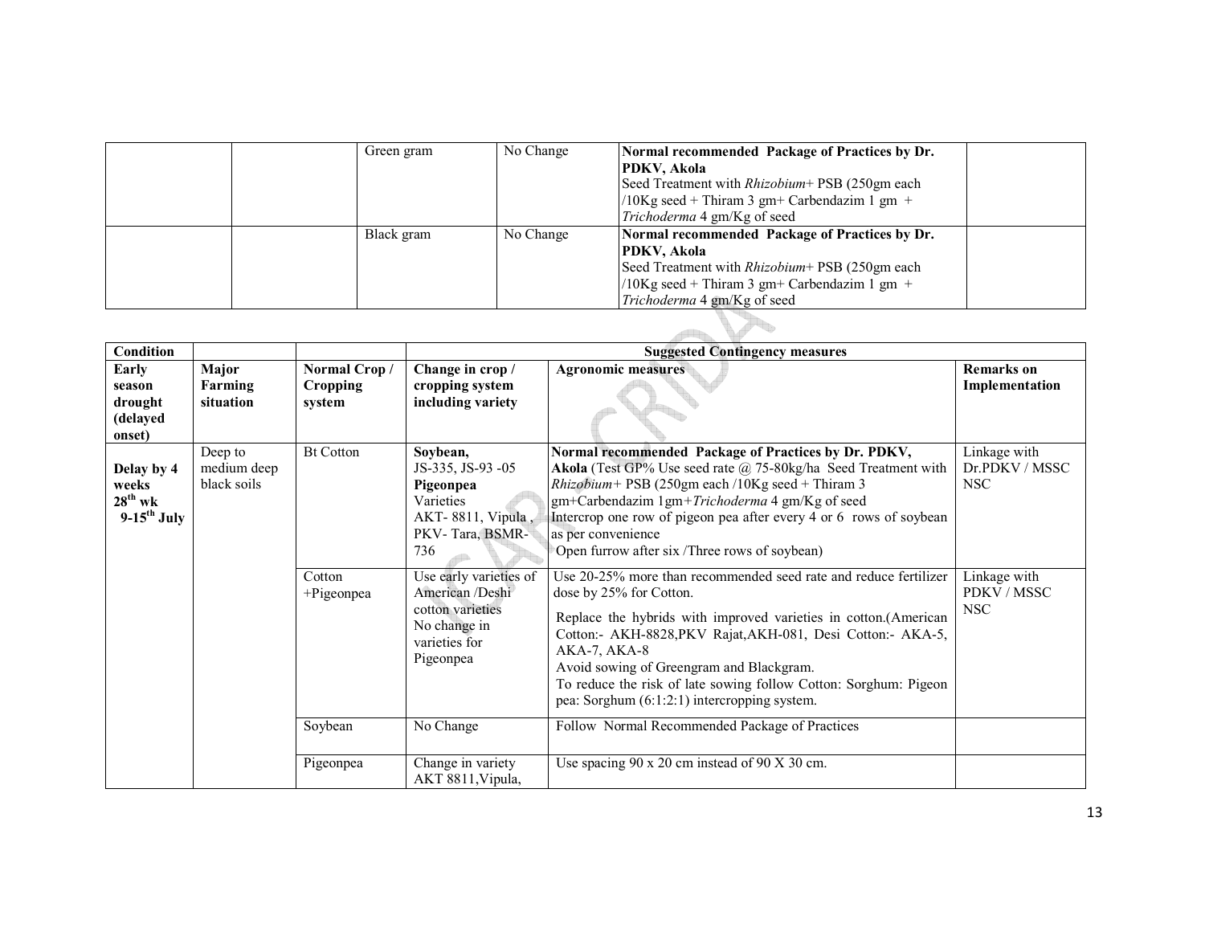| | | Green gram | No Change | **Normal recommended Package of Practices by Dr. PDKV, Akola**<br>Seed Treatment with *Rhizobium*+ PSB (250gm each /10Kg seed + Thiram 3 gm+ Carbendazim 1 gm + *Trichoderma* 4 gm/Kg of seed | |
|---|---|---|---|---|---|
| | | Black gram | No Change | **Normal recommended Package of Practices by Dr. PDKV, Akola**<br>Seed Treatment with *Rhizobium*+ PSB (250gm each /10Kg seed + Thiram 3 gm+ Carbendazim 1 gm + *Trichoderma* 4 gm/Kg of seed | |

| **Condition** | | | **Suggested Contingency measures** | | |
|---|---|---|---|---|---|
| **Early season drought (delayed onset)** | **Major Farming situation** | **Normal Crop / Cropping system** | **Change in crop / cropping system including variety** | **Agronomic measures** | **Remarks on Implementation** |
| **Delay by 4 weeks 28th wk 9-15th July** | Deep to medium deep black soils | Bt Cotton | **Soybean,** JS-335, JS-93 -05 **Pigeonpea** Varieties AKT- 8811, Vipula , PKV- Tara, BSMR-736 | **Normal recommended Package of Practices by Dr. PDKV, Akola** (Test GP% Use seed rate @ 75-80kg/ha Seed Treatment with *Rhizobium*+ PSB (250gm each /10Kg seed + Thiram 3 gm+Carbendazim 1gm+*Trichoderma* 4 gm/Kg of seed<br>Intercrop one row of pigeon pea after every 4 or 6 rows of soybean as per convenience<br>Open furrow after six /Three rows of soybean) | Linkage with Dr.PDKV / MSSC NSC |
| | | Cotton +Pigeonpea | Use early varieties of American /Deshi cotton varieties<br>No change in varieties for Pigeonpea | Use 20-25% more than recommended seed rate and reduce fertilizer dose by 25% for Cotton.<br>Replace the hybrids with improved varieties in cotton.(American Cotton:- AKH-8828,PKV Rajat,AKH-081, Desi Cotton:- AKA-5, AKA-7, AKA-8<br>Avoid sowing of Greengram and Blackgram.<br>To reduce the risk of late sowing follow Cotton: Sorghum: Pigeon pea: Sorghum (6:1:2:1) intercropping system. | Linkage with PDKV / MSSC NSC |
| | | Soybean | No Change | Follow Normal Recommended Package of Practices | |
| | | Pigeonpea | Change in variety AKT 8811,Vipula, | Use spacing 90 x 20 cm instead of 90 X 30 cm. | |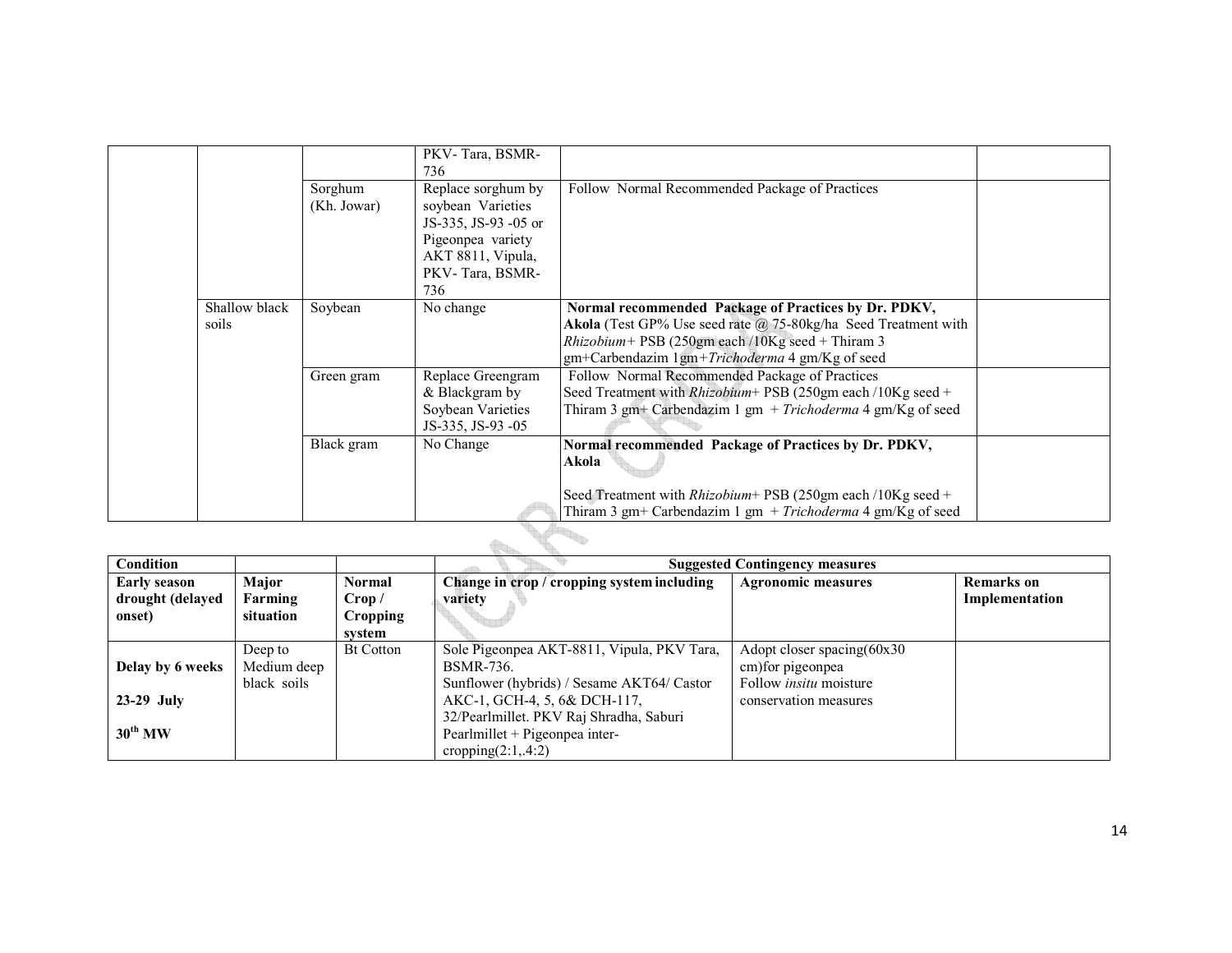| | | | | | |
|---|---|---|---|---|---|
| | | | PKV- Tara, BSMR-736 | | |
| | | Sorghum (Kh. Jowar) | Replace sorghum by soybean Varieties JS-335, JS-93 -05 or Pigeonpea variety AKT 8811, Vipula, PKV- Tara, BSMR-736 | Follow Normal Recommended Package of Practices | |
| | Shallow black soils | Soybean | No change | **Normal recommended Package of Practices by Dr. PDKV, Akola** (Test GP% Use seed rate @ 75-80kg/ha Seed Treatment with *Rhizobium*+ PSB (250gm each /10Kg seed + Thiram 3 gm+Carbendazim 1gm+*Trichoderma* 4 gm/Kg of seed | |
| | | Green gram | Replace Greengram & Blackgram by Soybean Varieties JS-335, JS-93 -05 | Follow Normal Recommended Package of Practices<br>Seed Treatment with *Rhizobium*+ PSB (250gm each /10Kg seed + Thiram 3 gm+ Carbendazim 1 gm + *Trichoderma* 4 gm/Kg of seed | |
| | | Black gram | No Change | **Normal recommended Package of Practices by Dr. PDKV, Akola**<br><br>Seed Treatment with *Rhizobium*+ PSB (250gm each /10Kg seed + Thiram 3 gm+ Carbendazim 1 gm + *Trichoderma* 4 gm/Kg of seed | |

| Condition | | | Suggested Contingency measures | | |
|---|---|---|---|---|---|
| **Early season drought (delayed onset)** | **Major Farming situation** | **Normal Crop / Cropping system** | **Change in crop / cropping system including variety** | **Agronomic measures** | **Remarks on Implementation** |
| **Delay by 6 weeks**<br><br>**23-29 July**<br><br>**30th MW** | Deep to Medium deep black soils | Bt Cotton | Sole Pigeonpea AKT-8811, Vipula, PKV Tara, BSMR-736.<br>Sunflower (hybrids) / Sesame AKT64/ Castor AKC-1, GCH-4, 5, 6& DCH-117, 32/Pearlmillet. PKV Raj Shradha, Saburi<br>Pearlmillet + Pigeonpea inter-cropping(2:1,.4:2) | Adopt closer spacing(60x30 cm)for pigeonpea<br>Follow *insitu* moisture conservation measures | |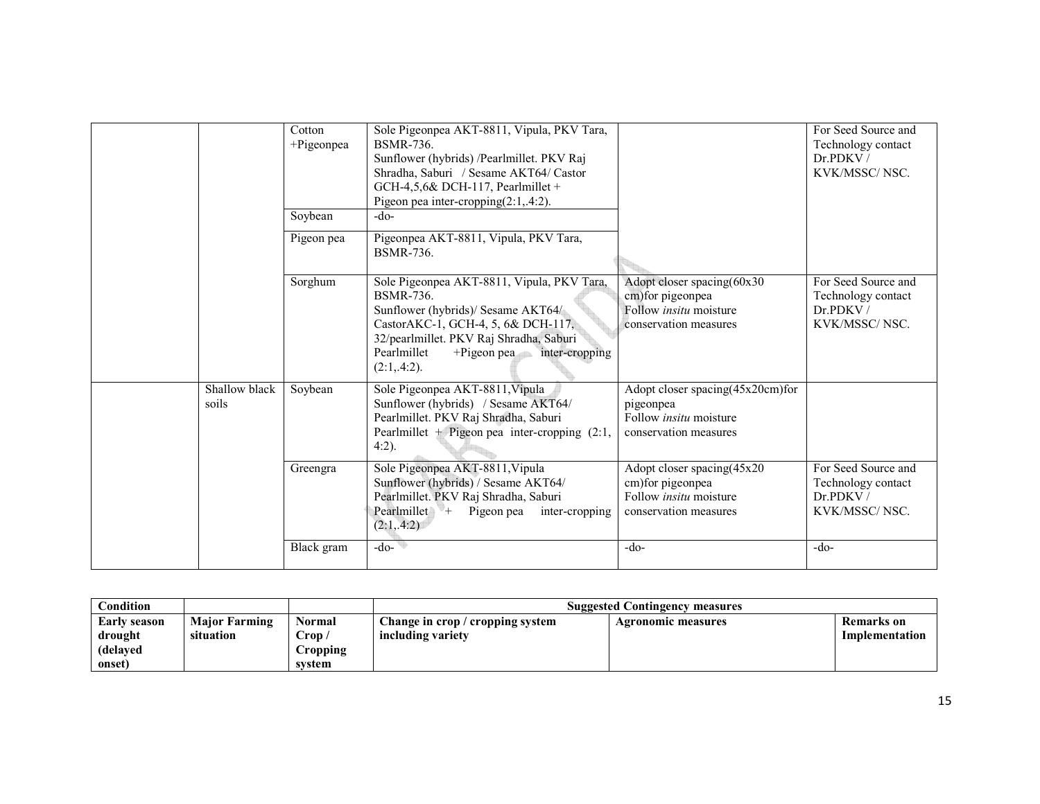| | | Cotton +Pigeonpea | Sole Pigeonpea AKT-8811, Vipula, PKV Tara, BSMR-736.<br>Sunflower (hybrids) /Pearlmillet. PKV Raj Shradha, Saburi / Sesame AKT64/ Castor GCH-4,5,6& DCH-117, Pearlmillet + Pigeon pea inter-cropping(2:1,.4:2). | | For Seed Source and Technology contact Dr.PDKV / KVK/MSSC/ NSC. |
|---|---|---|---|---|---|
| | | Soybean | -do- | | |
| | | Pigeon pea | Pigeonpea AKT-8811, Vipula, PKV Tara, BSMR-736. | | |
| | | Sorghum | Sole Pigeonpea AKT-8811, Vipula, PKV Tara, BSMR-736.<br>Sunflower (hybrids)/ Sesame AKT64/ CastorAKC-1, GCH-4, 5, 6& DCH-117, 32/pearlmillet. PKV Raj Shradha, Saburi Pearlmillet +Pigeon pea inter-cropping (2:1,.4:2). | Adopt closer spacing(60x30 cm)for pigeonpea<br>Follow *insitu* moisture conservation measures | For Seed Source and Technology contact Dr.PDKV / KVK/MSSC/ NSC. |
| | Shallow black soils | Soybean | Sole Pigeonpea AKT-8811,Vipula<br>Sunflower (hybrids) / Sesame AKT64/ Pearlmillet. PKV Raj Shradha, Saburi<br>Pearlmillet + Pigeon pea inter-cropping (2:1, 4:2). | Adopt closer spacing(45x20cm)for pigeonpea<br>Follow *insitu* moisture conservation measures | |
| | | Greengra | Sole Pigeonpea AKT-8811,Vipula<br>Sunflower (hybrids) / Sesame AKT64/ Pearlmillet. PKV Raj Shradha, Saburi<br>Pearlmillet + Pigeon pea inter-cropping (2:1,.4:2) | Adopt closer spacing(45x20 cm)for pigeonpea<br>Follow *insitu* moisture conservation measures | For Seed Source and Technology contact Dr.PDKV / KVK/MSSC/ NSC. |
| | | Black gram | -do- | -do- | -do- |

| **Condition** | | | **Suggested Contingency measures** | | |
|---|---|---|---|---|---|
| **Early season drought (delayed onset)** | **Major Farming situation** | **Normal Crop / Cropping system** | **Change in crop / cropping system including variety** | **Agronomic measures** | **Remarks on Implementation** |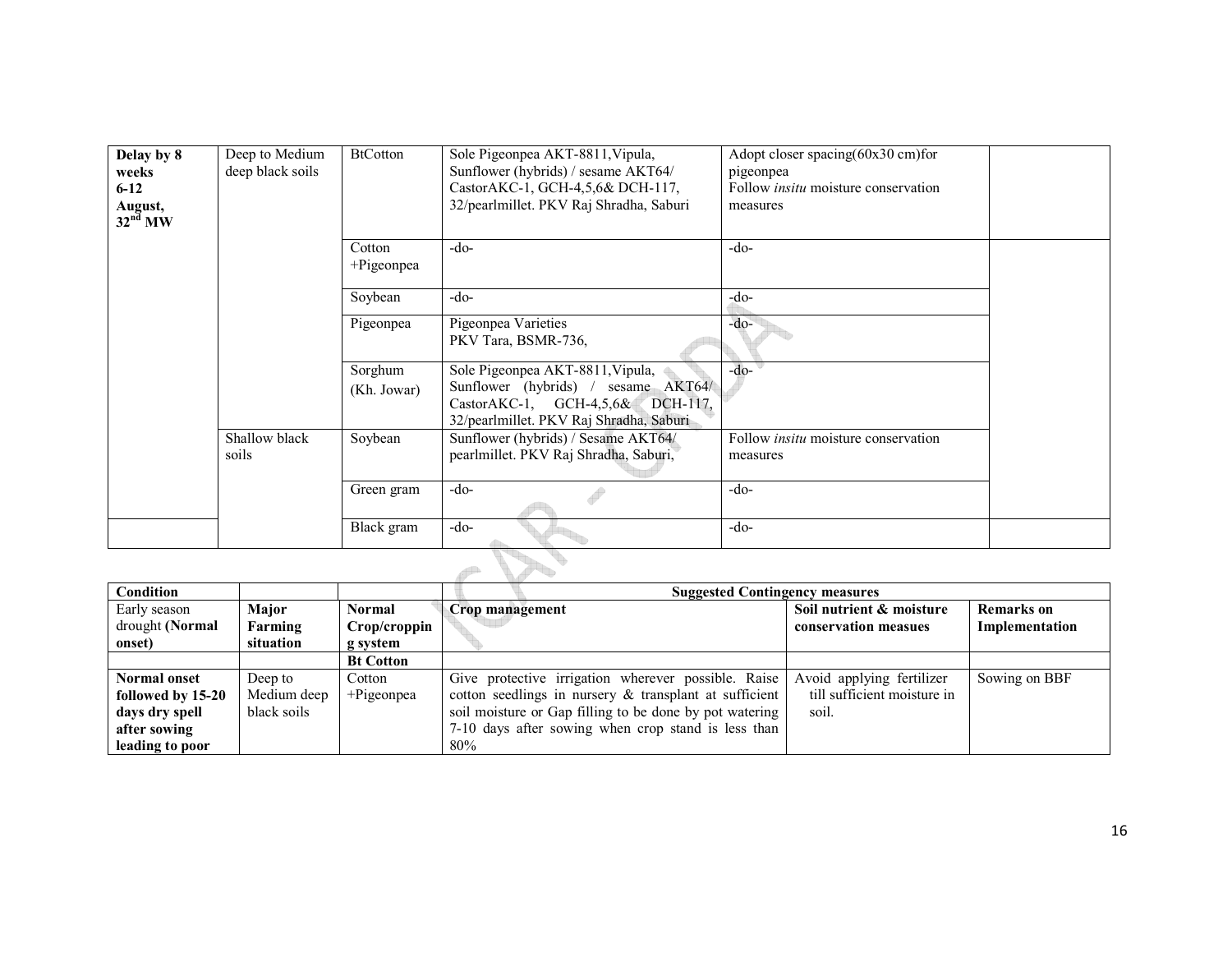| Delay by 8 weeks 6-12 August, 32nd MW | Deep to Medium deep black soils | BtCotton | Sole Pigeonpea AKT-8811,Vipula, Sunflower (hybrids) / sesame AKT64/ CastorAKC-1, GCH-4,5,6& DCH-117, 32/pearlmillet. PKV Raj Shradha, Saburi | Adopt closer spacing(60x30 cm)for pigeonpea Follow *insitu* moisture conservation measures | |
|---|---|---|---|---|---|
| | | Cotton +Pigeonpea | -do- | -do- | |
| | | Soybean | -do- | -do- | |
| | | Pigeonpea | Pigeonpea Varieties PKV Tara, BSMR-736, | -do- | |
| | | Sorghum (Kh. Jowar) | Sole Pigeonpea AKT-8811,Vipula, Sunflower (hybrids) / sesame AKT64/ CastorAKC-1, GCH-4,5,6& DCH-117, 32/pearlmillet. PKV Raj Shradha, Saburi | -do- | |
| | Shallow black soils | Soybean | Sunflower (hybrids) / Sesame AKT64/ pearlmillet. PKV Raj Shradha, Saburi, | Follow *insitu* moisture conservation measures | |
| | | Green gram | -do- | -do- | |
| | | Black gram | -do- | -do- | |

| Condition | | | Suggested Contingency measures | | |
|---|---|---|---|---|---|
| Early season drought **(Normal onset)** | **Major Farming situation** | **Normal Crop/cropping system** | **Crop management** | **Soil nutrient & moisture conservation measues** | **Remarks on Implementation** |
| | | **Bt Cotton** | | | |
| **Normal onset followed by 15-20 days dry spell after sowing leading to poor** | Deep to Medium deep black soils | Cotton +Pigeonpea | Give protective irrigation wherever possible. Raise cotton seedlings in nursery & transplant at sufficient soil moisture or Gap filling to be done by pot watering 7-10 days after sowing when crop stand is less than 80% | Avoid applying fertilizer till sufficient moisture in soil. | Sowing on BBF |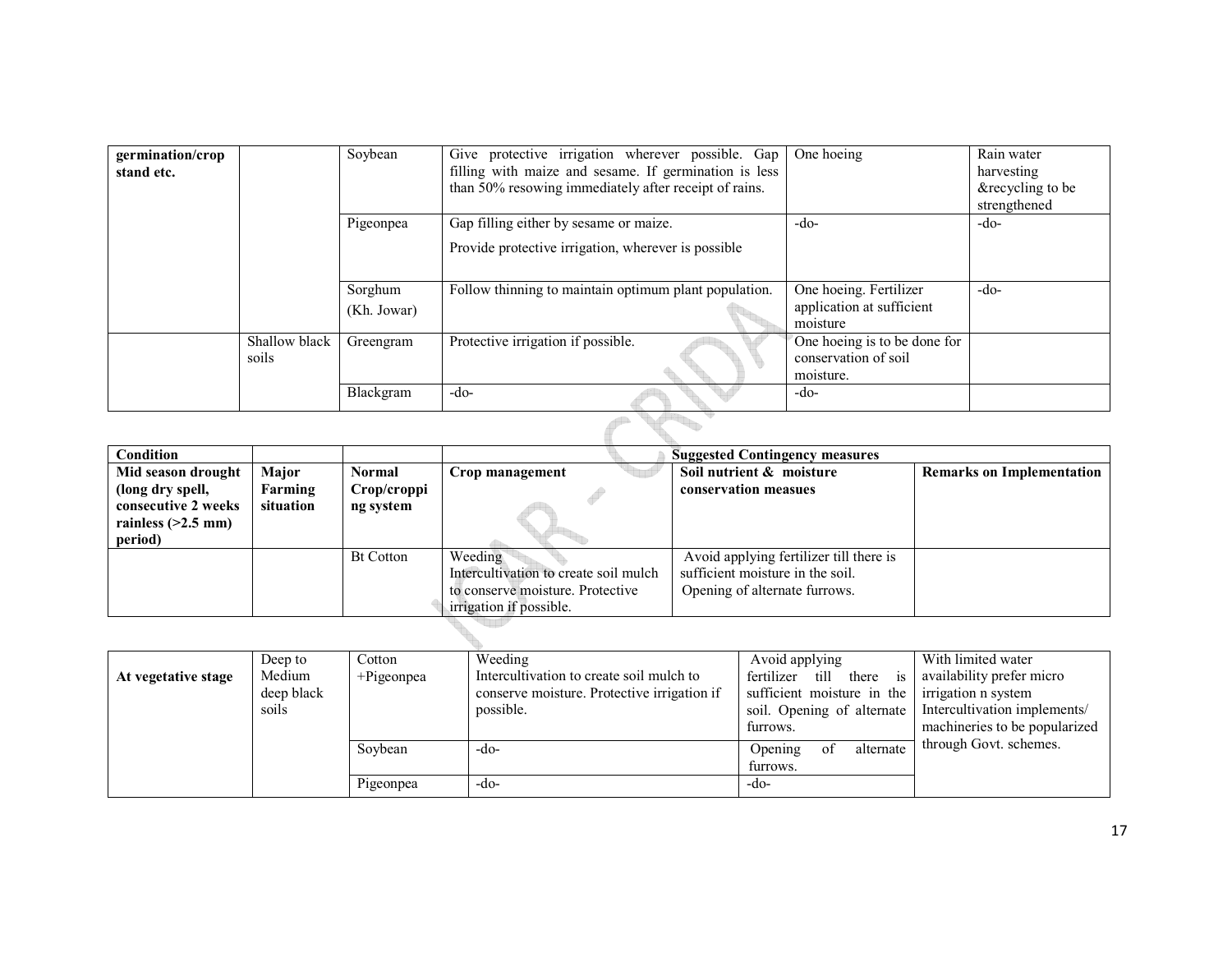| germination/crop stand etc. | | Soybean | Give protective irrigation wherever possible. Gap filling with maize and sesame. If germination is less than 50% resowing immediately after receipt of rains. | One hoeing | Rain water harvesting &recycling to be strengthened |
|---|---|---|---|---|---|
| | | Pigeonpea | Gap filling either by sesame or maize. Provide protective irrigation, wherever is possible | -do- | -do- |
| | | Sorghum (Kh. Jowar) | Follow thinning to maintain optimum plant population. | One hoeing. Fertilizer application at sufficient moisture | -do- |
| | Shallow black soils | Greengram | Protective irrigation if possible. | One hoeing is to be done for conservation of soil moisture. | |
| | | Blackgram | -do- | -do- | |

| Condition | | | Suggested Contingency measures | | |
|---|---|---|---|---|---|
| Mid season drought (long dry spell, consecutive 2 weeks rainless (>2.5 mm) period) | Major Farming situation | Normal Crop/cropping system | Crop management | Soil nutrient & moisture conservation measues | Remarks on Implementation |
| | | Bt Cotton | Weeding Intercultivation to create soil mulch to conserve moisture. Protective irrigation if possible. | Avoid applying fertilizer till there is sufficient moisture in the soil. Opening of alternate furrows. | |

| At vegetative stage | Deep to Medium deep black soils | Cotton +Pigeonpea | Weeding Intercultivation to create soil mulch to conserve moisture. Protective irrigation if possible. | Avoid applying fertilizer till there is sufficient moisture in the soil. Opening of alternate furrows. | With limited water availability prefer micro irrigation n system Intercultivation implements/ machineries to be popularized through Govt. schemes. |
|---|---|---|---|---|---|
| | | Soybean | -do- | Opening of alternate furrows. | |
| | | Pigeonpea | -do- | -do- | |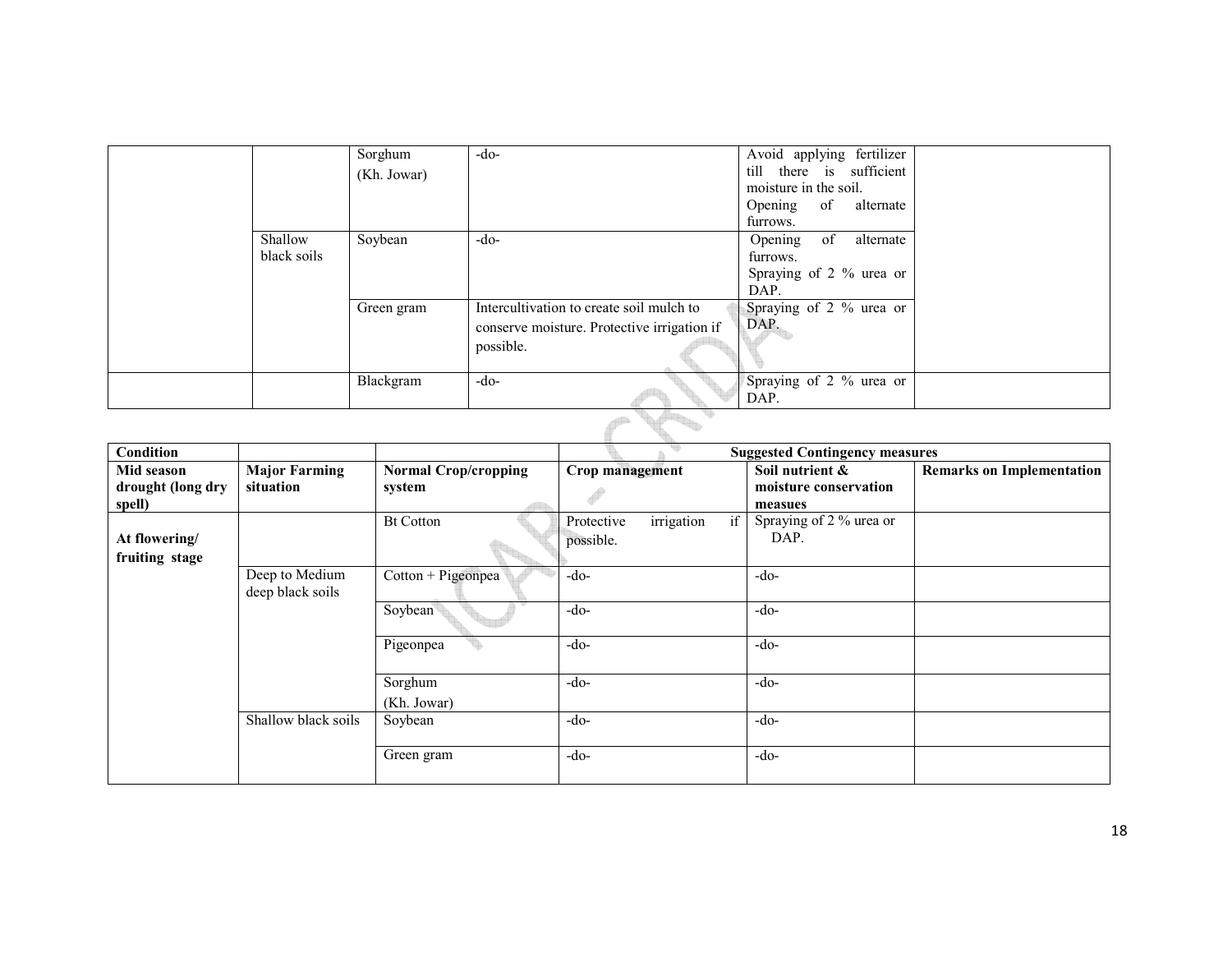| | | | | | |
|---|---|---|---|---|---|
| | | Sorghum (Kh. Jowar) | -do- | Avoid applying fertilizer till there is sufficient moisture in the soil. Opening of alternate furrows. | |
| | Shallow black soils | Soybean | -do- | Opening of alternate furrows. Spraying of 2 % urea or DAP. | |
| | | Green gram | Intercultivation to create soil mulch to conserve moisture. Protective irrigation if possible. | Spraying of 2 % urea or DAP. | |
| | | Blackgram | -do- | Spraying of 2 % urea or DAP. | |

| **Condition** | | | **Suggested Contingency measures** | | |
|---|---|---|---|---|---|
| **Mid season drought (long dry spell)** | **Major Farming situation** | **Normal Crop/cropping system** | **Crop management** | **Soil nutrient & moisture conservation measues** | **Remarks on Implementation** |
| **At flowering/ fruiting stage** | | Bt Cotton | Protective irrigation if possible. | Spraying of 2 % urea or DAP. | |
| | Deep to Medium deep black soils | Cotton + Pigeonpea | -do- | -do- | |
| | | Soybean | -do- | -do- | |
| | | Pigeonpea | -do- | -do- | |
| | | Sorghum (Kh. Jowar) | -do- | -do- | |
| | Shallow black soils | Soybean | -do- | -do- | |
| | | Green gram | -do- | -do- | |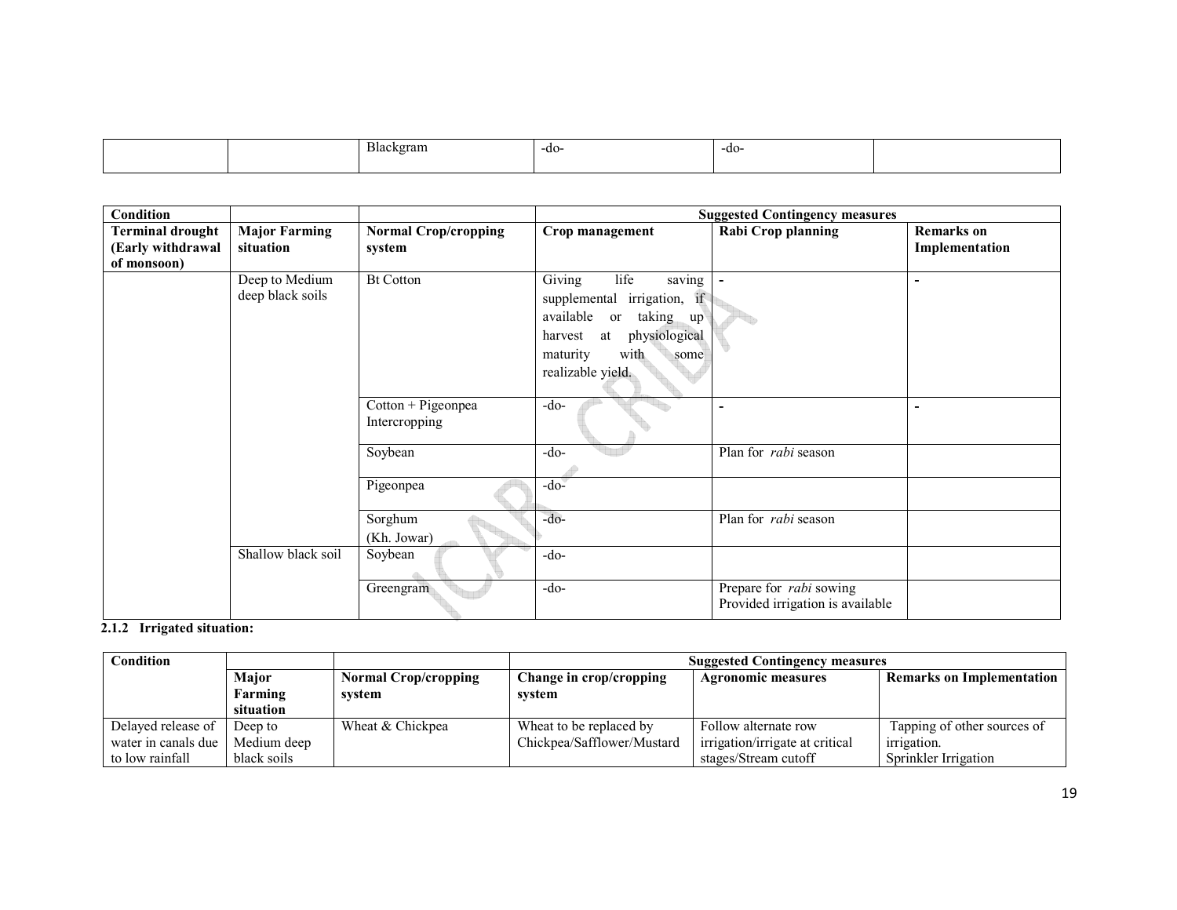| | | Blackgram | -do- | -do- | |
|---|---|---|---|---|---|

| Condition | | | Suggested Contingency measures | | |
|---|---|---|---|---|---|
| **Terminal drought (Early withdrawal of monsoon)** | **Major Farming situation** | **Normal Crop/cropping system** | **Crop management** | **Rabi Crop planning** | **Remarks on Implementation** |
| | Deep to Medium deep black soils | Bt Cotton | Giving life saving supplemental irrigation, if available or taking up harvest at physiological maturity with some realizable yield. | - | - |
| | | Cotton + Pigeonpea Intercropping | -do- | - | - |
| | | Soybean | -do- | Plan for *rabi* season | |
| | | Pigeonpea | -do- | | |
| | | Sorghum (Kh. Jowar) | -do- | Plan for *rabi* season | |
| | Shallow black soil | Soybean | -do- | | |
| | | Greengram | -do- | Prepare for *rabi* sowing Provided irrigation is available | |

**2.1.2 Irrigated situation:**

| Condition | | | Suggested Contingency measures | | |
|---|---|---|---|---|---|
| | **Major Farming situation** | **Normal Crop/cropping system** | **Change in crop/cropping system** | **Agronomic measures** | **Remarks on Implementation** |
| Delayed release of water in canals due to low rainfall | Deep to Medium deep black soils | Wheat & Chickpea | Wheat to be replaced by Chickpea/Safflower/Mustard | Follow alternate row irrigation/irrigate at critical stages/Stream cutoff | Tapping of other sources of irrigation. Sprinkler Irrigation |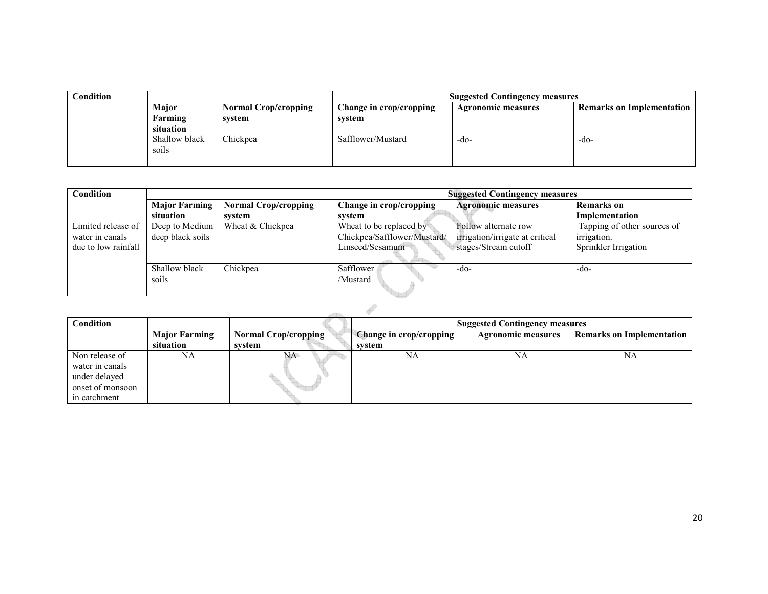| Condition | | | Suggested Contingency measures | | |
|---|---|---|---|---|---|
| | Major Farming situation | Normal Crop/cropping system | Change in crop/cropping system | Agronomic measures | Remarks on Implementation |
| | Shallow black soils | Chickpea | Safflower/Mustard | -do- | -do- |

| Condition | | | Suggested Contingency measures | | |
|---|---|---|---|---|---|
| | Major Farming situation | Normal Crop/cropping system | Change in crop/cropping system | Agronomic measures | Remarks on Implementation |
| Limited release of water in canals due to low rainfall | Deep to Medium deep black soils | Wheat & Chickpea | Wheat to be replaced by Chickpea/Safflower/Mustard/ Linseed/Sesamum | Follow alternate row irrigation/irrigate at critical stages/Stream cutoff | Tapping of other sources of irrigation. Sprinkler Irrigation |
| | Shallow black soils | Chickpea | Safflower /Mustard | -do- | -do- |

| Condition | | | Suggested Contingency measures | | |
|---|---|---|---|---|---|
| | Major Farming situation | Normal Crop/cropping system | Change in crop/cropping system | Agronomic measures | Remarks on Implementation |
| Non release of water in canals under delayed onset of monsoon in catchment | NA | NA | NA | NA | NA |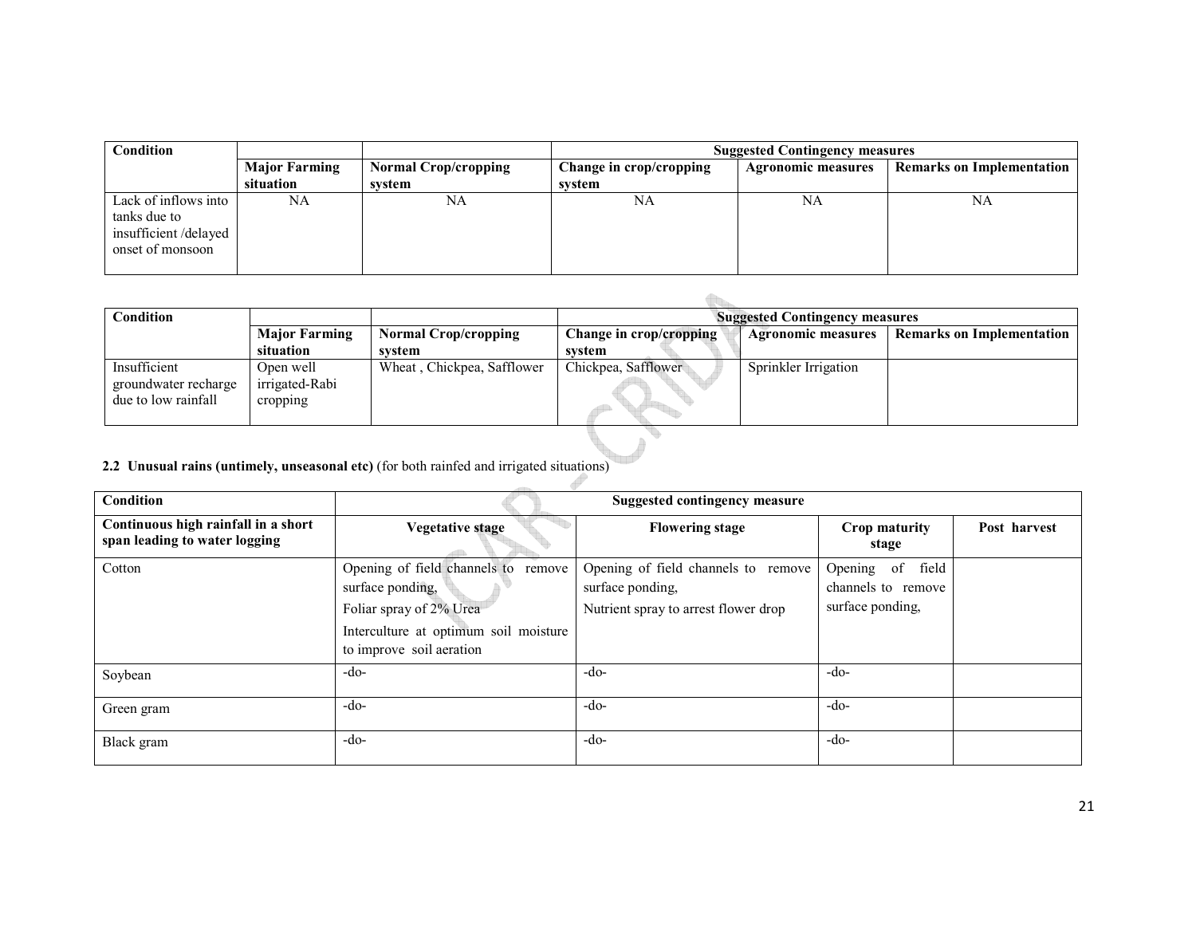| Condition | | | Suggested Contingency measures | | |
|---|---|---|---|---|---|
| | Major Farming situation | Normal Crop/cropping system | Change in crop/cropping system | Agronomic measures | Remarks on Implementation |
| Lack of inflows into tanks due to insufficient /delayed onset of monsoon | NA | NA | NA | NA | NA |

| Condition | | | Suggested Contingency measures | | |
|---|---|---|---|---|---|
| | Major Farming situation | Normal Crop/cropping system | Change in crop/cropping system | Agronomic measures | Remarks on Implementation |
| Insufficient groundwater recharge due to low rainfall | Open well irrigated-Rabi cropping | Wheat , Chickpea, Safflower | Chickpea, Safflower | Sprinkler Irrigation | |

**2.2 Unusual rains (untimely, unseasonal etc)** (for both rainfed and irrigated situations)

| Condition | Suggested contingency measure | | | |
|---|---|---|---|---|
| **Continuous high rainfall in a short span leading to water logging** | **Vegetative stage** | **Flowering stage** | **Crop maturity stage** | **Post harvest** |
| Cotton | Opening of field channels to remove surface ponding,<br>Foliar spray of 2% Urea<br>Interculture at optimum soil moisture to improve soil aeration | Opening of field channels to remove surface ponding,<br>Nutrient spray to arrest flower drop | Opening of field channels to remove surface ponding, | |
| Soybean | -do- | -do- | -do- | |
| Green gram | -do- | -do- | -do- | |
| Black gram | -do- | -do- | -do- | |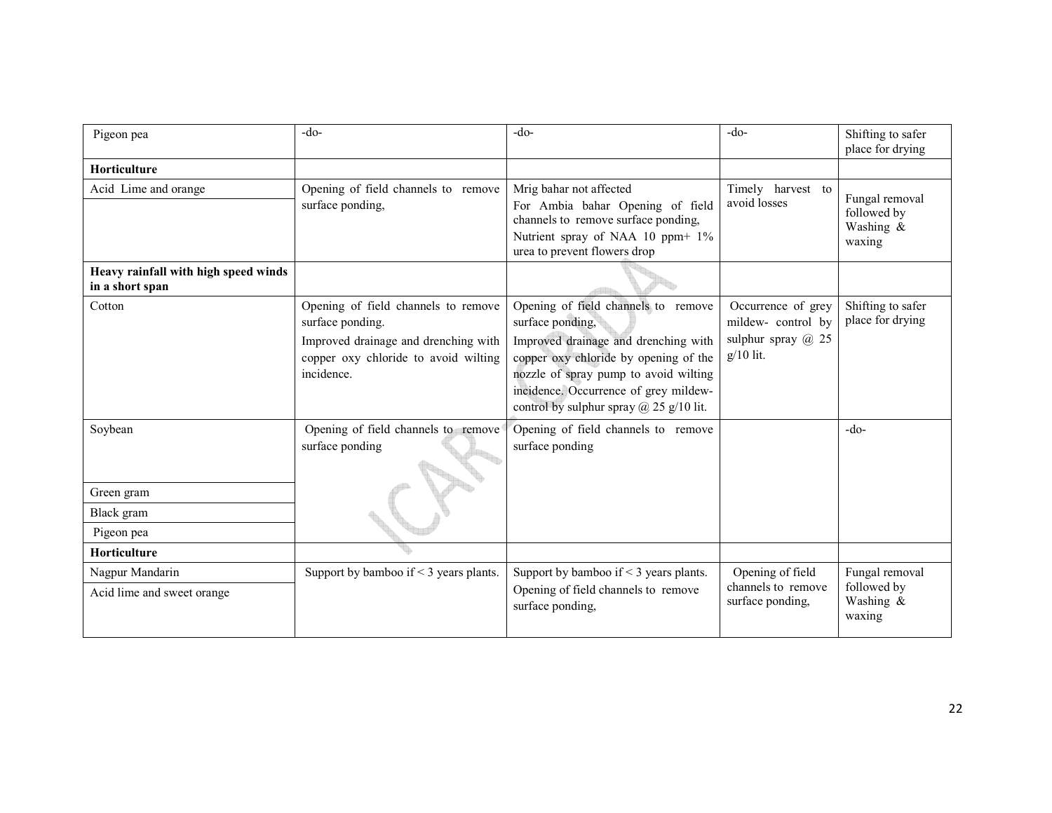| Pigeon pea | -do- | -do- | -do- | Shifting to safer place for drying |
|---|---|---|---|---|
| **Horticulture** | | | | |
| Acid Lime and orange | Opening of field channels to remove surface ponding, | Mrig bahar not affected<br>For Ambia bahar Opening of field channels to remove surface ponding,<br>Nutrient spray of NAA 10 ppm+ 1% urea to prevent flowers drop | Timely harvest to avoid losses | Fungal removal followed by Washing & waxing |
| **Heavy rainfall with high speed winds in a short span** | | | | |
| Cotton | Opening of field channels to remove surface ponding.<br>Improved drainage and drenching with copper oxy chloride to avoid wilting incidence. | Opening of field channels to remove surface ponding,<br>Improved drainage and drenching with copper oxy chloride by opening of the nozzle of spray pump to avoid wilting incidence. Occurrence of grey mildew- control by sulphur spray @ 25 g/10 lit. | Occurrence of grey mildew- control by sulphur spray @ 25 g/10 lit. | Shifting to safer place for drying |
| Soybean | Opening of field channels to remove surface ponding | Opening of field channels to remove surface ponding | | -do- |
| Green gram | | | | |
| Black gram | | | | |
| Pigeon pea | | | | |
| **Horticulture** | | | | |
| Nagpur Mandarin | Support by bamboo if < 3 years plants. | Support by bamboo if < 3 years plants.<br>Opening of field channels to remove surface ponding, | Opening of field channels to remove surface ponding, | Fungal removal followed by Washing & waxing |
| Acid lime and sweet orange | | | | |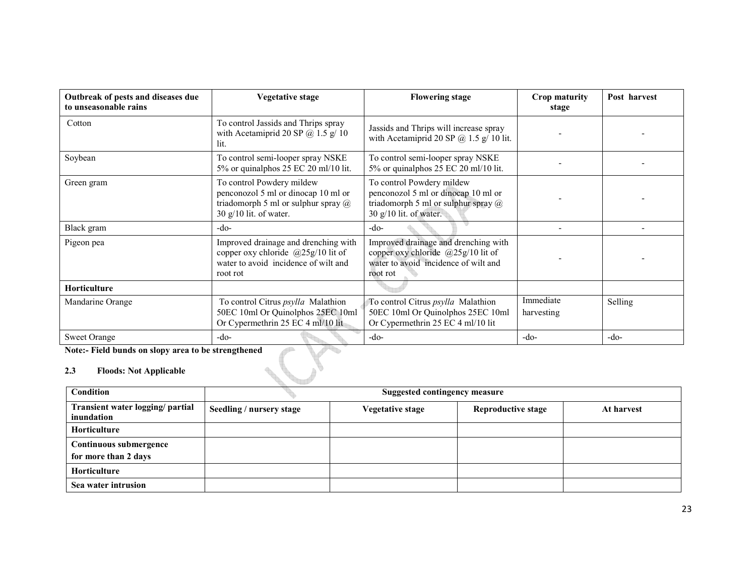| Outbreak of pests and diseases due to unseasonable rains | Vegetative stage | Flowering stage | Crop maturity stage | Post harvest |
|---|---|---|---|---|
| Cotton | To control Jassids and Thrips spray with Acetamiprid 20 SP @ 1.5 g/ 10 lit. | Jassids and Thrips will increase spray with Acetamiprid 20 SP @ 1.5 g/ 10 lit. | - | - |
| Soybean | To control semi-looper spray NSKE 5% or quinalphos 25 EC 20 ml/10 lit. | To control semi-looper spray NSKE 5% or quinalphos 25 EC 20 ml/10 lit. | - | - |
| Green gram | To control Powdery mildew penconozol 5 ml or dinocap 10 ml or triadomorph 5 ml or sulphur spray @ 30 g/10 lit. of water. | To control Powdery mildew penconozol 5 ml or dinocap 10 ml or triadomorph 5 ml or sulphur spray @ 30 g/10 lit. of water. | - | - |
| Black gram | -do- | -do- | - | - |
| Pigeon pea | Improved drainage and drenching with copper oxy chloride @25g/10 lit of water to avoid incidence of wilt and root rot | Improved drainage and drenching with copper oxy chloride @25g/10 lit of water to avoid incidence of wilt and root rot | - | - |
| **Horticulture** | | | | |
| Mandarine Orange | To control Citrus *psylla* Malathion 50EC 10ml Or Quinolphos 25EC 10ml Or Cypermethrin 25 EC 4 ml/10 lit | To control Citrus *psylla* Malathion 50EC 10ml Or Quinolphos 25EC 10ml Or Cypermethrin 25 EC 4 ml/10 lit | Immediate harvesting | Selling |
| Sweet Orange | -do- | -do- | -do- | -do- |

**Note:- Field bunds on slopy area to be strengthened**

**2.3 Floods: Not Applicable**

| Condition | Suggested contingency measure | | | |
|---|---|---|---|---|
| **Transient water logging/ partial inundation** | **Seedling / nursery stage** | **Vegetative stage** | **Reproductive stage** | **At harvest** |
| **Horticulture** | | | | |
| **Continuous submergence for more than 2 days** | | | | |
| **Horticulture** | | | | |
| **Sea water intrusion** | | | | |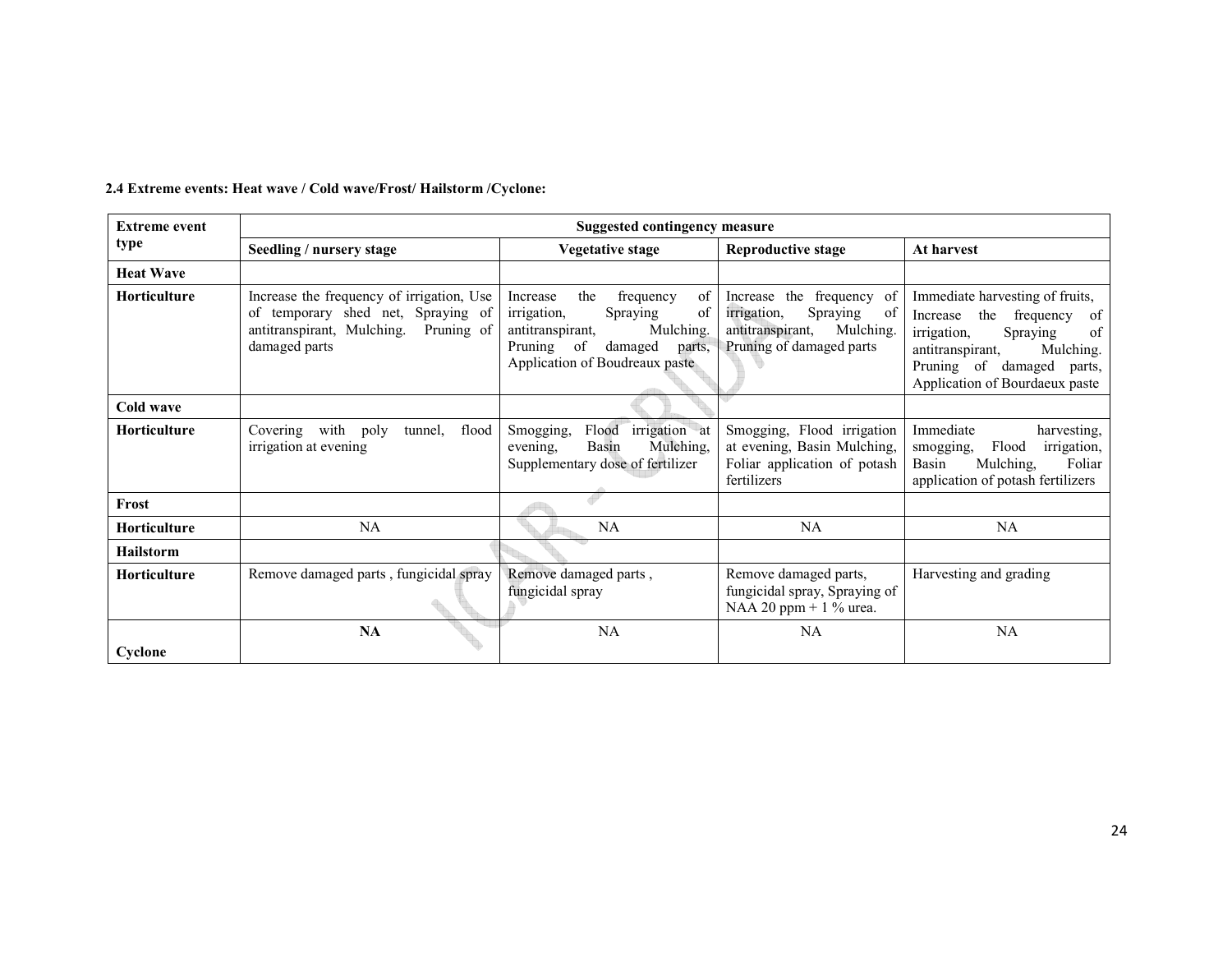**2.4 Extreme events: Heat wave / Cold wave/Frost/ Hailstorm /Cyclone:**

| Extreme event type | Suggested contingency measure | | | |
|---|---|---|---|---|
| | Seedling / nursery stage | Vegetative stage | Reproductive stage | At harvest |
| **Heat Wave** | | | | |
| **Horticulture** | Increase the frequency of irrigation, Use of temporary shed net, Spraying of antitranspirant, Mulching. Pruning of damaged parts | Increase the frequency of irrigation, Spraying of antitranspirant, Mulching. Pruning of damaged parts, Application of Boudreaux paste | Increase the frequency of irrigation, Spraying of antitranspirant, Mulching. Pruning of damaged parts | Immediate harvesting of fruits, Increase the frequency of irrigation, Spraying of antitranspirant, Mulching. Pruning of damaged parts, Application of Bourdaeux paste |
| **Cold wave** | | | | |
| **Horticulture** | Covering with poly tunnel, flood irrigation at evening | Smogging, Flood irrigation at evening, Basin Mulching, Supplementary dose of fertilizer | Smogging, Flood irrigation at evening, Basin Mulching, Foliar application of potash fertilizers | Immediate harvesting, smogging, Flood irrigation, Basin Mulching, Foliar application of potash fertilizers |
| **Frost** | | | | |
| **Horticulture** | NA | NA | NA | NA |
| **Hailstorm** | | | | |
| **Horticulture** | Remove damaged parts , fungicidal spray | Remove damaged parts , fungicidal spray | Remove damaged parts, fungicidal spray, Spraying of NAA 20 ppm + 1 % urea. | Harvesting and grading |
| **Cyclone** | **NA** | NA | NA | NA |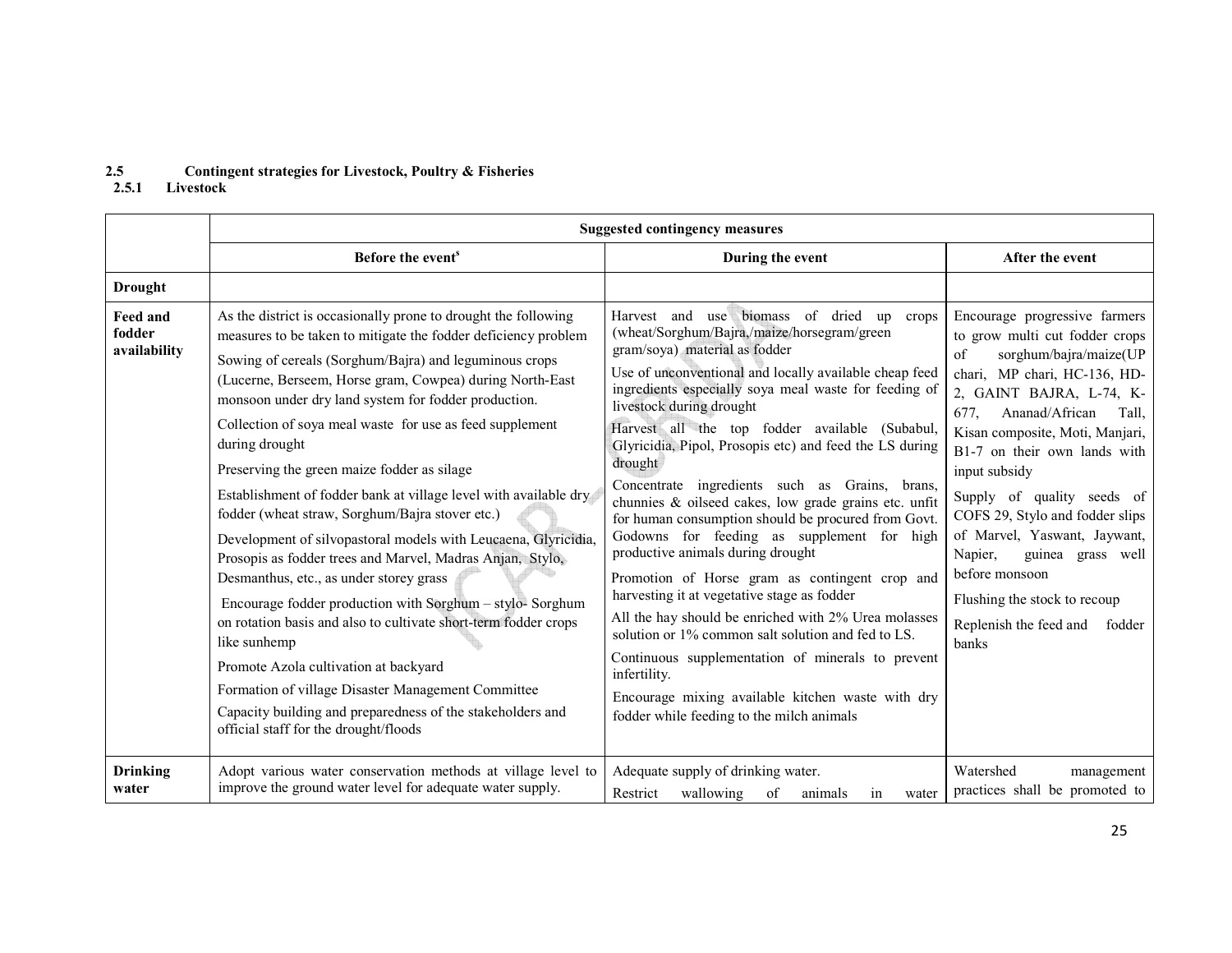### 2.5 Contingent strategies for Livestock, Poultry & Fisheries

#### 2.5.1 Livestock

| | Suggested contingency measures | | |
|---|---|---|---|
| | Before the event[s] | During the event | After the event |
| **Drought** | | | |
| **Feed and fodder availability** | As the district is occasionally prone to drought the following measures to be taken to mitigate the fodder deficiency problem<br>Sowing of cereals (Sorghum/Bajra) and leguminous crops (Lucerne, Berseem, Horse gram, Cowpea) during North-East monsoon under dry land system for fodder production.<br>Collection of soya meal waste for use as feed supplement during drought<br>Preserving the green maize fodder as silage<br>Establishment of fodder bank at village level with available dry fodder (wheat straw, Sorghum/Bajra stover etc.)<br>Development of silvopastoral models with Leucaena, Glyricidia, Prosopis as fodder trees and Marvel, Madras Anjan, Stylo, Desmanthus, etc., as under storey grass<br>Encourage fodder production with Sorghum – stylo- Sorghum on rotation basis and also to cultivate short-term fodder crops like sunhemp<br>Promote Azola cultivation at backyard<br>Formation of village Disaster Management Committee<br>Capacity building and preparedness of the stakeholders and official staff for the drought/floods | Harvest and use biomass of dried up crops (wheat/Sorghum/Bajra,/maize/horsegram/green gram/soya) material as fodder<br>Use of unconventional and locally available cheap feed ingredients especially soya meal waste for feeding of livestock during drought<br>Harvest all the top fodder available (Subabul, Glyricidia, Pipol, Prosopis etc) and feed the LS during drought<br>Concentrate ingredients such as Grains, brans, chunnies & oilseed cakes, low grade grains etc. unfit for human consumption should be procured from Govt. Godowns for feeding as supplement for high productive animals during drought<br>Promotion of Horse gram as contingent crop and harvesting it at vegetative stage as fodder<br>All the hay should be enriched with 2% Urea molasses solution or 1% common salt solution and fed to LS.<br>Continuous supplementation of minerals to prevent infertility.<br>Encourage mixing available kitchen waste with dry fodder while feeding to the milch animals | Encourage progressive farmers to grow multi cut fodder crops of sorghum/bajra/maize(UP chari, MP chari, HC-136, HD-2, GAINT BAJRA, L-74, K-677, Ananad/African Tall, Kisan composite, Moti, Manjari, B1-7 on their own lands with input subsidy<br>Supply of quality seeds of COFS 29, Stylo and fodder slips of Marvel, Yaswant, Jaywant, Napier, guinea grass well before monsoon<br>Flushing the stock to recoup<br>Replenish the feed and fodder banks |
| **Drinking water** | Adopt various water conservation methods at village level to improve the ground water level for adequate water supply. | Adequate supply of drinking water.<br>Restrict wallowing of animals in water | Watershed management practices shall be promoted to |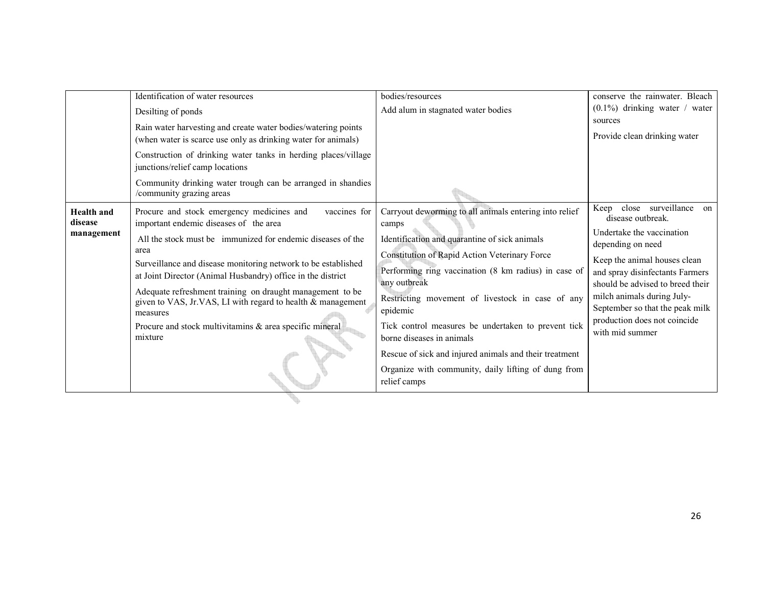| | | | |
|---|---|---|---|
| | Identification of water resources<br>Desilting of ponds<br>Rain water harvesting and create water bodies/watering points (when water is scarce use only as drinking water for animals)<br>Construction of drinking water tanks in herding places/village junctions/relief camp locations<br>Community drinking water trough can be arranged in shandies /community grazing areas | bodies/resources<br>Add alum in stagnated water bodies | conserve the rainwater. Bleach (0.1%) drinking water / water sources<br>Provide clean drinking water |
| **Health and disease management** | Procure and stock emergency medicines and vaccines for important endemic diseases of the area<br>All the stock must be immunized for endemic diseases of the area<br>Surveillance and disease monitoring network to be established at Joint Director (Animal Husbandry) office in the district<br>Adequate refreshment training on draught management to be given to VAS, Jr.VAS, LI with regard to health & management measures<br>Procure and stock multivitamins & area specific mineral mixture | Carryout deworming to all animals entering into relief camps<br>Identification and quarantine of sick animals<br>Constitution of Rapid Action Veterinary Force<br>Performing ring vaccination (8 km radius) in case of any outbreak<br>Restricting movement of livestock in case of any epidemic<br>Tick control measures be undertaken to prevent tick borne diseases in animals<br>Rescue of sick and injured animals and their treatment<br>Organize with community, daily lifting of dung from relief camps | Keep close surveillance on disease outbreak.<br>Undertake the vaccination depending on need<br>Keep the animal houses clean and spray disinfectants Farmers should be advised to breed their milch animals during July-September so that the peak milk production does not coincide with mid summer |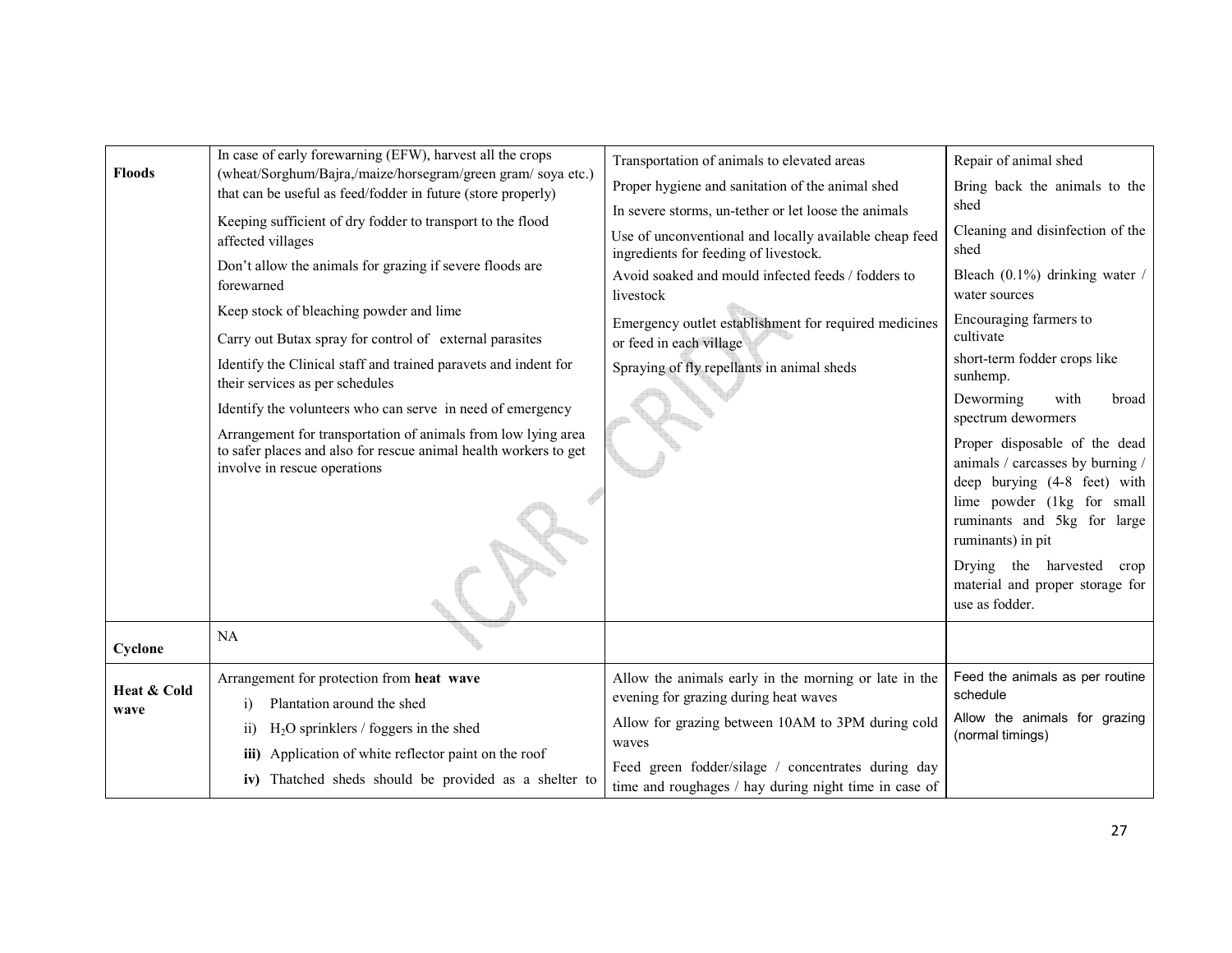| | | | |
|---|---|---|---|
| **Floods** | In case of early forewarning (EFW), harvest all the crops (wheat/Sorghum/Bajra,/maize/horsegram/green gram/ soya etc.) that can be useful as feed/fodder in future (store properly)<br>Keeping sufficient of dry fodder to transport to the flood affected villages<br>Don't allow the animals for grazing if severe floods are forewarned<br>Keep stock of bleaching powder and lime<br>Carry out Butax spray for control of external parasites<br>Identify the Clinical staff and trained paravets and indent for their services as per schedules<br>Identify the volunteers who can serve in need of emergency<br>Arrangement for transportation of animals from low lying area to safer places and also for rescue animal health workers to get involve in rescue operations | Transportation of animals to elevated areas<br>Proper hygiene and sanitation of the animal shed<br>In severe storms, un-tether or let loose the animals<br>Use of unconventional and locally available cheap feed ingredients for feeding of livestock.<br>Avoid soaked and mould infected feeds / fodders to livestock<br>Emergency outlet establishment for required medicines or feed in each village<br>Spraying of fly repellants in animal sheds | Repair of animal shed<br>Bring back the animals to the shed<br>Cleaning and disinfection of the shed<br>Bleach (0.1%) drinking water / water sources<br>Encouraging farmers to cultivate<br>short-term fodder crops like sunhemp.<br>Deworming with broad spectrum dewormers<br>Proper disposable of the dead animals / carcasses by burning / deep burying (4-8 feet) with lime powder (1kg for small ruminants and 5kg for large ruminants) in pit<br>Drying the harvested crop material and proper storage for use as fodder. |
| **Cyclone** | NA | | |
| **Heat & Cold wave** | Arrangement for protection from **heat wave**<br>i) Plantation around the shed<br>ii) $H_2O$ sprinklers / foggers in the shed<br>**iii)** Application of white reflector paint on the roof<br>**iv)** Thatched sheds should be provided as a shelter to | Allow the animals early in the morning or late in the evening for grazing during heat waves<br>Allow for grazing between 10AM to 3PM during cold waves<br>Feed green fodder/silage / concentrates during day time and roughages / hay during night time in case of | Feed the animals as per routine schedule<br>Allow the animals for grazing (normal timings) |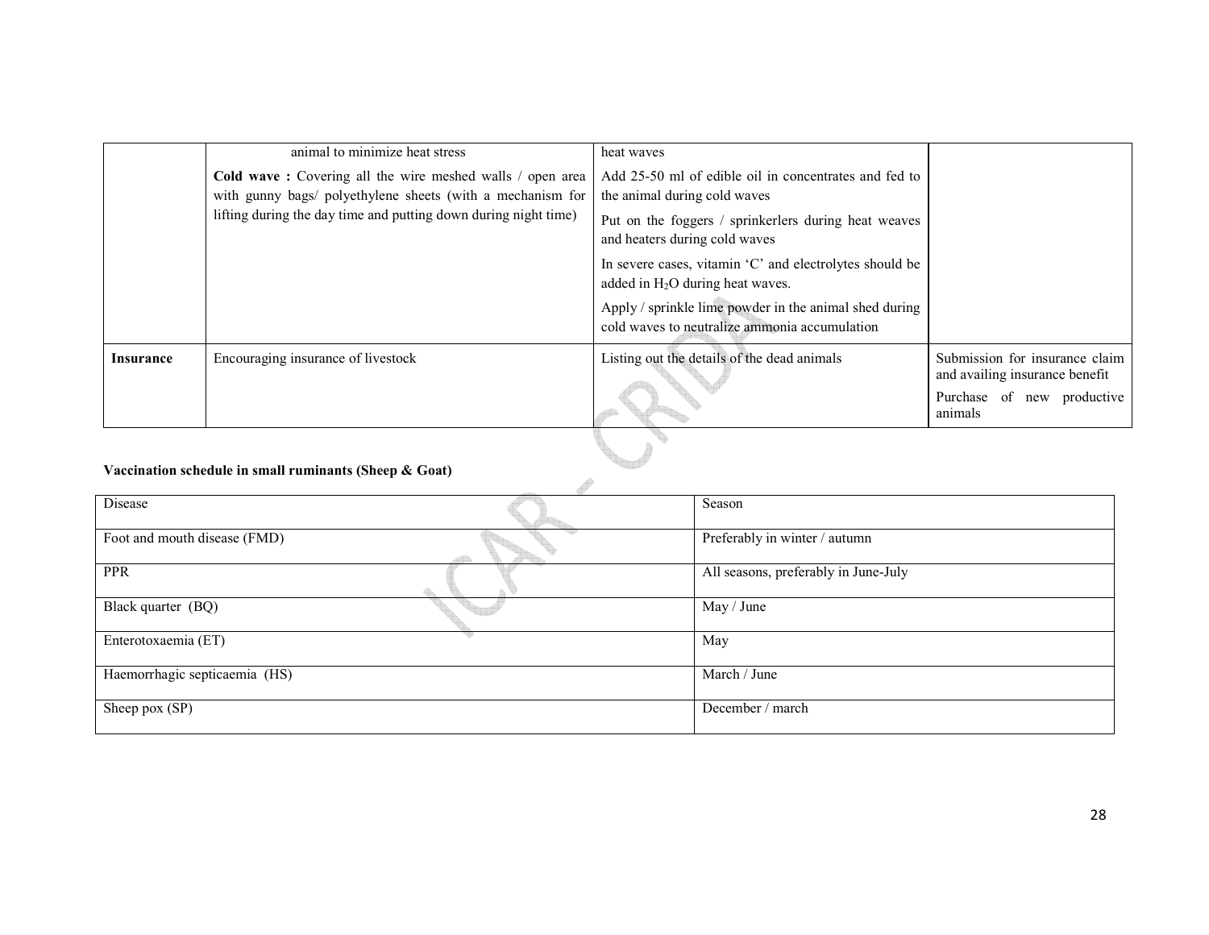|  | animal to minimize heat stress<br>**Cold wave :** Covering all the wire meshed walls / open area with gunny bags/ polyethylene sheets (with a mechanism for lifting during the day time and putting down during night time) | heat waves<br>Add 25-50 ml of edible oil in concentrates and fed to the animal during cold waves<br>Put on the foggers / sprinkerlers during heat weaves and heaters during cold waves<br>In severe cases, vitamin 'C' and electrolytes should be added in $H_2O$ during heat waves.<br>Apply / sprinkle lime powder in the animal shed during cold waves to neutralize ammonia accumulation |  |
|---|---|---|---|
| **Insurance** | Encouraging insurance of livestock | Listing out the details of the dead animals | Submission for insurance claim and availing insurance benefit<br>Purchase of new productive animals |

**Vaccination schedule in small ruminants (Sheep & Goat)**

| Disease | Season |
|---|---|
| Foot and mouth disease (FMD) | Preferably in winter / autumn |
| PPR | All seasons, preferably in June-July |
| Black quarter (BQ) | May / June |
| Enterotoxaemia (ET) | May |
| Haemorrhagic septicaemia (HS) | March / June |
| Sheep pox (SP) | December / march |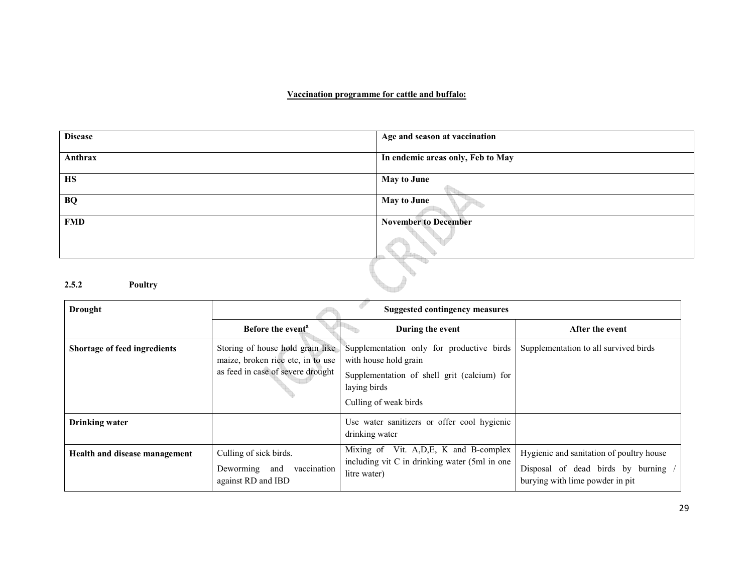**Vaccination programme for cattle and buffalo:**

| Disease | Age and season at vaccination |
|---|---|
| **Anthrax** | **In endemic areas only, Feb to May** |
| **HS** | **May to June** |
| **BQ** | **May to June** |
| **FMD** | **November to December** |

### 2.5.2 Poultry

| Drought | Suggested contingency measures | | |
|---|---|---|---|
| | **Before the event**[a] | **During the event** | **After the event** |
| **Shortage of feed ingredients** | Storing of house hold grain like maize, broken rice etc, in to use as feed in case of severe drought | Supplementation only for productive birds with house hold grain<br>Supplementation of shell grit (calcium) for laying birds<br>Culling of weak birds | Supplementation to all survived birds |
| **Drinking water** | | Use water sanitizers or offer cool hygienic drinking water | |
| **Health and disease management** | Culling of sick birds.<br>Deworming and vaccination against RD and IBD | Mixing of Vit. A,D,E, K and B-complex including vit C in drinking water (5ml in one litre water) | Hygienic and sanitation of poultry house<br>Disposal of dead birds by burning / burying with lime powder in pit |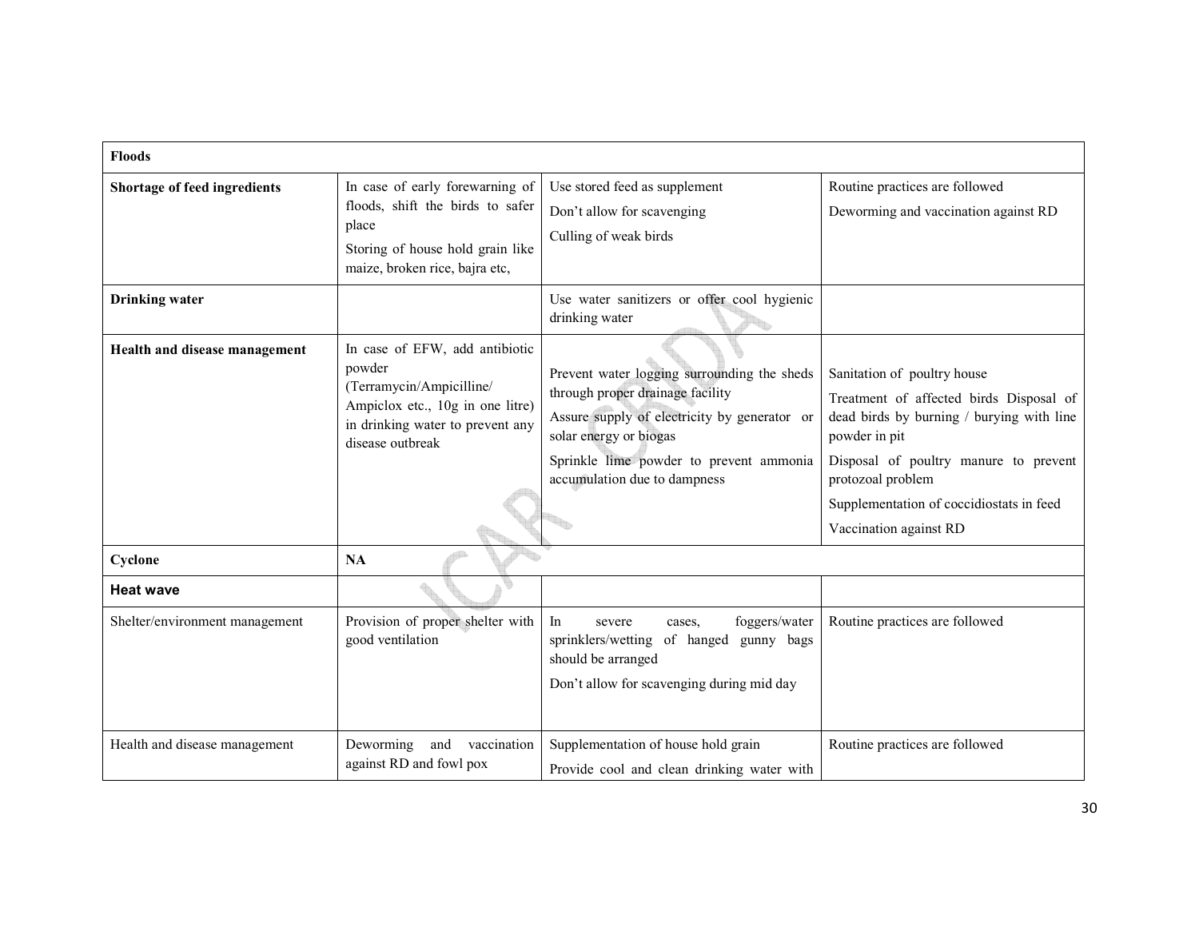| Floods | | | |
|---|---|---|---|
| **Shortage of feed ingredients** | In case of early forewarning of floods, shift the birds to safer place<br>Storing of house hold grain like maize, broken rice, bajra etc, | Use stored feed as supplement<br>Don't allow for scavenging<br>Culling of weak birds | Routine practices are followed<br>Deworming and vaccination against RD |
| **Drinking water** | | Use water sanitizers or offer cool hygienic drinking water | |
| **Health and disease management** | In case of EFW, add antibiotic powder (Terramycin/Ampicilline/ Ampiclox etc., 10g in one litre) in drinking water to prevent any disease outbreak | Prevent water logging surrounding the sheds through proper drainage facility<br>Assure supply of electricity by generator or solar energy or biogas<br>Sprinkle lime powder to prevent ammonia accumulation due to dampness | Sanitation of poultry house<br>Treatment of affected birds Disposal of dead birds by burning / burying with line powder in pit<br>Disposal of poultry manure to prevent protozoal problem<br>Supplementation of coccidiostats in feed<br>Vaccination against RD |
| **Cyclone** | **NA** | | |
| **Heat wave** | | | |
| Shelter/environment management | Provision of proper shelter with good ventilation | In severe cases, foggers/water sprinklers/wetting of hanged gunny bags should be arranged<br>Don't allow for scavenging during mid day | Routine practices are followed |
| Health and disease management | Deworming and vaccination against RD and fowl pox | Supplementation of house hold grain<br>Provide cool and clean drinking water with | Routine practices are followed |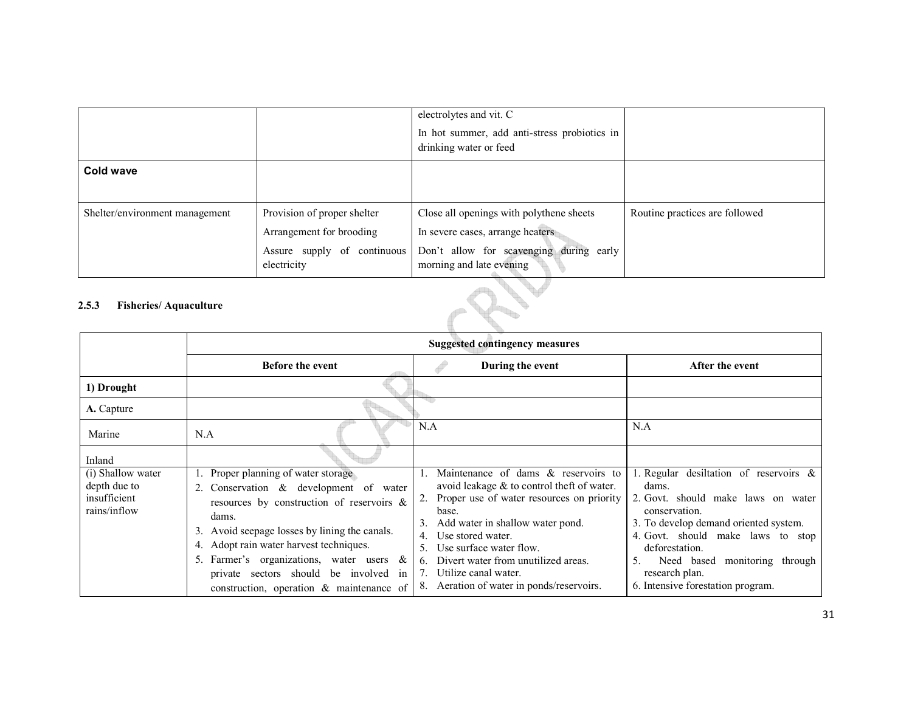| | | | |
|---|---|---|---|
| | | electrolytes and vit. C<br>In hot summer, add anti-stress probiotics in drinking water or feed | |
| **Cold wave** | | | |
| Shelter/environment management | Provision of proper shelter<br>Arrangement for brooding<br>Assure supply of continuous electricity | Close all openings with polythene sheets<br>In severe cases, arrange heaters<br>Don't allow for scavenging during early morning and late evening | Routine practices are followed |

### 2.5.3 Fisheries/ Aquaculture

| | Suggested contingency measures | | |
|---|---|---|---|
| | **Before the event** | **During the event** | **After the event** |
| **1) Drought** | | | |
| **A.** Capture | | | |
| Marine | N.A | N.A | N.A |
| Inland | | | |
| (i) Shallow water depth due to insufficient rains/inflow | 1. Proper planning of water storage<br>2. Conservation & development of water resources by construction of reservoirs & dams.<br>3. Avoid seepage losses by lining the canals.<br>4. Adopt rain water harvest techniques.<br>5. Farmer's organizations, water users & private sectors should be involved in construction, operation & maintenance of | 1. Maintenance of dams & reservoirs to avoid leakage & to control theft of water.<br>2. Proper use of water resources on priority base.<br>3. Add water in shallow water pond.<br>4. Use stored water.<br>5. Use surface water flow.<br>6. Divert water from unutilized areas.<br>7. Utilize canal water.<br>8. Aeration of water in ponds/reservoirs. | 1. Regular desiltation of reservoirs & dams.<br>2. Govt. should make laws on water conservation.<br>3. To develop demand oriented system.<br>4. Govt. should make laws to stop deforestation.<br>5. Need based monitoring through research plan.<br>6. Intensive forestation program. |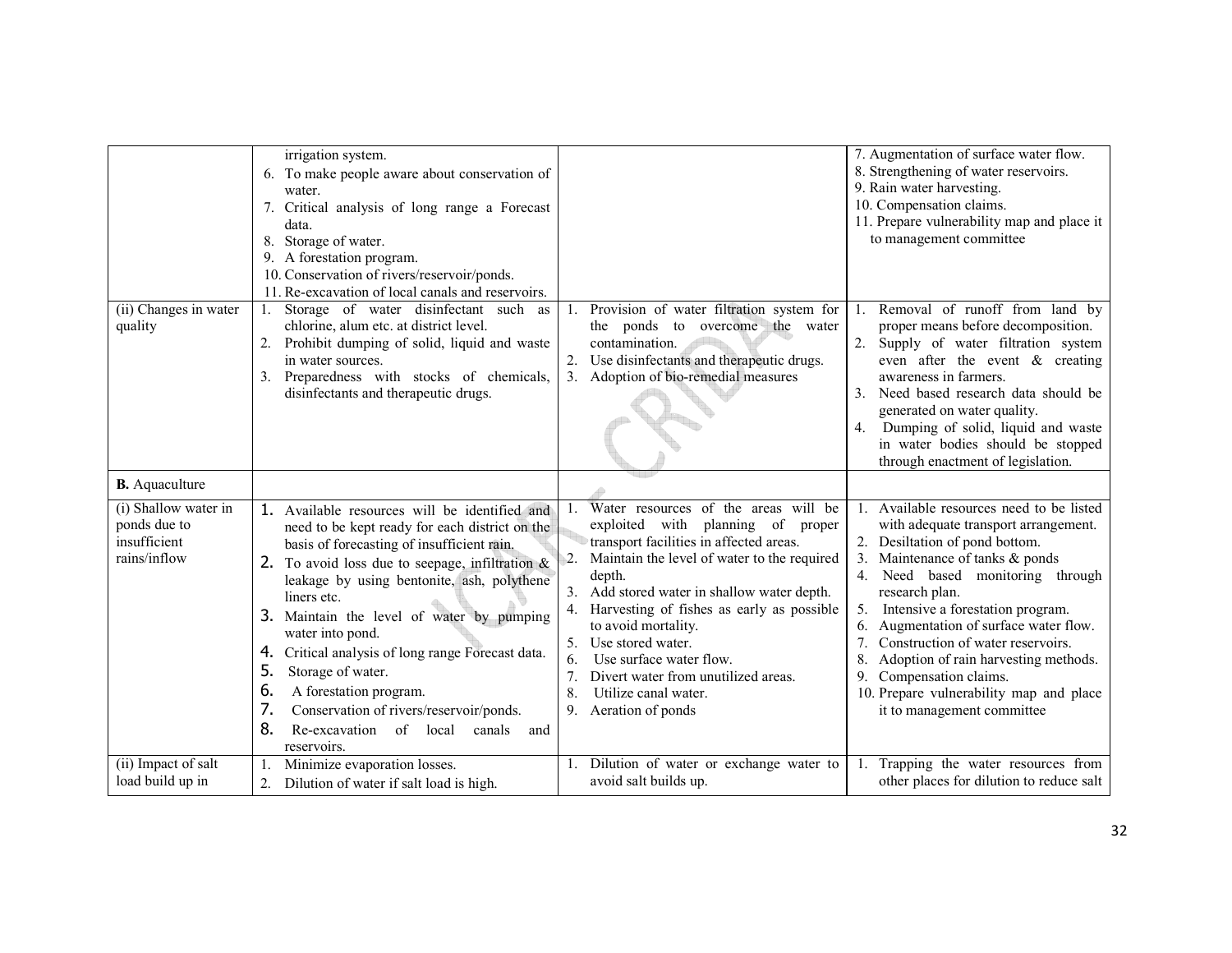| | | | |
|---|---|---|---|
| | irrigation system.<br>6. To make people aware about conservation of water.<br>7. Critical analysis of long range a Forecast data.<br>8. Storage of water.<br>9. A forestation program.<br>10. Conservation of rivers/reservoir/ponds.<br>11. Re-excavation of local canals and reservoirs. | | 7. Augmentation of surface water flow.<br>8. Strengthening of water reservoirs.<br>9. Rain water harvesting.<br>10. Compensation claims.<br>11. Prepare vulnerability map and place it to management committee |
| (ii) Changes in water quality | 1. Storage of water disinfectant such as chlorine, alum etc. at district level.<br>2. Prohibit dumping of solid, liquid and waste in water sources.<br>3. Preparedness with stocks of chemicals, disinfectants and therapeutic drugs. | 1. Provision of water filtration system for the ponds to overcome the water contamination.<br>2. Use disinfectants and therapeutic drugs.<br>3. Adoption of bio-remedial measures | 1. Removal of runoff from land by proper means before decomposition.<br>2. Supply of water filtration system even after the event & creating awareness in farmers.<br>3. Need based research data should be generated on water quality.<br>4. Dumping of solid, liquid and waste in water bodies should be stopped through enactment of legislation. |
| **B.** Aquaculture | | | |
| (i) Shallow water in ponds due to insufficient rains/inflow | 1. Available resources will be identified and need to be kept ready for each district on the basis of forecasting of insufficient rain.<br>2. To avoid loss due to seepage, infiltration & leakage by using bentonite, ash, polythene liners etc.<br>3. Maintain the level of water by pumping water into pond.<br>4. Critical analysis of long range Forecast data.<br>5. Storage of water.<br>6. A forestation program.<br>7. Conservation of rivers/reservoir/ponds.<br>8. Re-excavation of local canals and reservoirs. | 1. Water resources of the areas will be exploited with planning of proper transport facilities in affected areas.<br>2. Maintain the level of water to the required depth.<br>3. Add stored water in shallow water depth.<br>4. Harvesting of fishes as early as possible to avoid mortality.<br>5. Use stored water.<br>6. Use surface water flow.<br>7. Divert water from unutilized areas.<br>8. Utilize canal water.<br>9. Aeration of ponds | 1. Available resources need to be listed with adequate transport arrangement.<br>2. Desiltation of pond bottom.<br>3. Maintenance of tanks & ponds<br>4. Need based monitoring through research plan.<br>5. Intensive a forestation program.<br>6. Augmentation of surface water flow.<br>7. Construction of water reservoirs.<br>8. Adoption of rain harvesting methods.<br>9. Compensation claims.<br>10. Prepare vulnerability map and place it to management committee |
| (ii) Impact of salt load build up in | 1. Minimize evaporation losses.<br>2. Dilution of water if salt load is high. | 1. Dilution of water or exchange water to avoid salt builds up. | 1. Trapping the water resources from other places for dilution to reduce salt |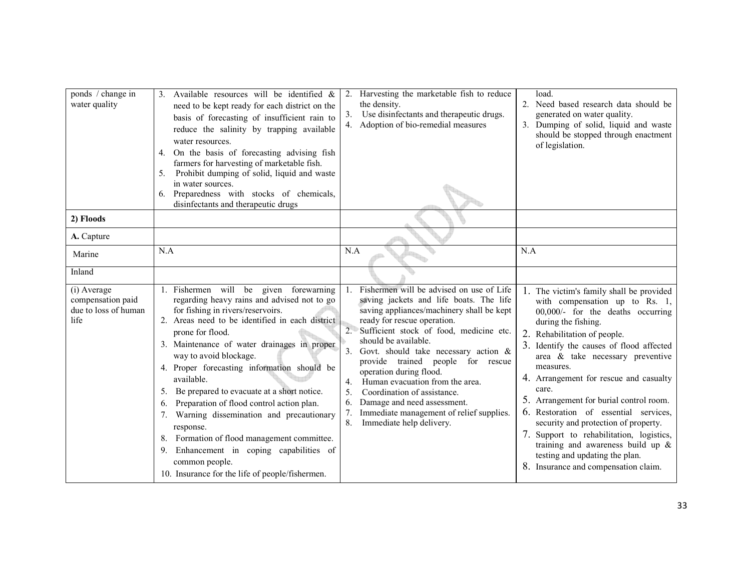| | | | |
|---|---|---|---|
| ponds / change in water quality | 3. Available resources will be identified & need to be kept ready for each district on the basis of forecasting of insufficient rain to reduce the salinity by trapping available water resources.<br>4. On the basis of forecasting advising fish farmers for harvesting of marketable fish.<br>5. Prohibit dumping of solid, liquid and waste in water sources.<br>6. Preparedness with stocks of chemicals, disinfectants and therapeutic drugs | 2. Harvesting the marketable fish to reduce the density.<br>3. Use disinfectants and therapeutic drugs.<br>4. Adoption of bio-remedial measures | load.<br>2. Need based research data should be generated on water quality.<br>3. Dumping of solid, liquid and waste should be stopped through enactment of legislation. |
| **2) Floods** | | | |
| **A.** Capture | | | |
| Marine | N.A | N.A | N.A |
| Inland | | | |
| (i) Average compensation paid due to loss of human life | 1. Fishermen will be given forewarning regarding heavy rains and advised not to go for fishing in rivers/reservoirs.<br>2. Areas need to be identified in each district prone for flood.<br>3. Maintenance of water drainages in proper way to avoid blockage.<br>4. Proper forecasting information should be available.<br>5. Be prepared to evacuate at a short notice.<br>6. Preparation of flood control action plan.<br>7. Warning dissemination and precautionary response.<br>8. Formation of flood management committee.<br>9. Enhancement in coping capabilities of common people.<br>10. Insurance for the life of people/fishermen. | 1. Fishermen will be advised on use of Life saving jackets and life boats. The life saving appliances/machinery shall be kept ready for rescue operation.<br>2. Sufficient stock of food, medicine etc. should be available.<br>3. Govt. should take necessary action & provide trained people for rescue operation during flood.<br>4. Human evacuation from the area.<br>5. Coordination of assistance.<br>6. Damage and need assessment.<br>7. Immediate management of relief supplies.<br>8. Immediate help delivery. | 1. The victim's family shall be provided with compensation up to Rs. 1, 00,000/- for the deaths occurring during the fishing.<br>2. Rehabilitation of people.<br>3. Identify the causes of flood affected area & take necessary preventive measures.<br>4. Arrangement for rescue and casualty care.<br>5. Arrangement for burial control room.<br>6. Restoration of essential services, security and protection of property.<br>7. Support to rehabilitation, logistics, training and awareness build up & testing and updating the plan.<br>8. Insurance and compensation claim. |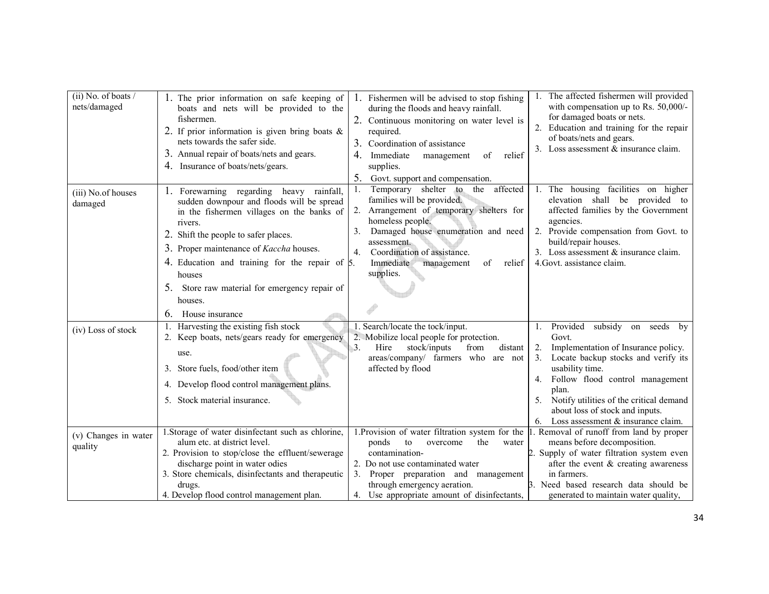| (ii) No. of boats / nets/damaged | 1. The prior information on safe keeping of boats and nets will be provided to the fishermen.<br>2. If prior information is given bring boats & nets towards the safer side.<br>3. Annual repair of boats/nets and gears.<br>4. Insurance of boats/nets/gears. | 1. Fishermen will be advised to stop fishing during the floods and heavy rainfall.<br>2. Continuous monitoring on water level is required.<br>3. Coordination of assistance<br>4. Immediate management of relief supplies.<br>5. Govt. support and compensation. | 1. The affected fishermen will provided with compensation up to Rs. 50,000/- for damaged boats or nets.<br>2. Education and training for the repair of boats/nets and gears.<br>3. Loss assessment & insurance claim. |
|---|---|---|---|
| (iii) No.of houses damaged | 1. Forewarning regarding heavy rainfall, sudden downpour and floods will be spread in the fishermen villages on the banks of rivers.<br>2. Shift the people to safer places.<br>3. Proper maintenance of *Kaccha* houses.<br>4. Education and training for the repair of houses<br>5. Store raw material for emergency repair of houses.<br>6. House insurance | 1. Temporary shelter to the affected families will be provided.<br>2. Arrangement of temporary shelters for homeless people.<br>3. Damaged house enumeration and need assessment.<br>4. Coordination of assistance.<br>5. Immediate management of relief supplies. | 1. The housing facilities on higher elevation shall be provided to affected families by the Government agencies.<br>2. Provide compensation from Govt. to build/repair houses.<br>3. Loss assessment & insurance claim.<br>4.Govt. assistance claim. |
| (iv) Loss of stock | 1. Harvesting the existing fish stock<br>2. Keep boats, nets/gears ready for emergency use.<br>3. Store fuels, food/other item<br>4. Develop flood control management plans.<br>5. Stock material insurance. | 1. Search/locate the tock/input.<br>2. Mobilize local people for protection.<br>3. Hire stock/inputs from distant areas/company/ farmers who are not affected by flood | 1. Provided subsidy on seeds by Govt.<br>2. Implementation of Insurance policy.<br>3. Locate backup stocks and verify its usability time.<br>4. Follow flood control management plan.<br>5. Notify utilities of the critical demand about loss of stock and inputs.<br>6. Loss assessment & insurance claim. |
| (v) Changes in water quality | 1.Storage of water disinfectant such as chlorine, alum etc. at district level.<br>2. Provision to stop/close the effluent/sewerage discharge point in water odies<br>3. Store chemicals, disinfectants and therapeutic drugs.<br>4. Develop flood control management plan. | 1.Provision of water filtration system for the ponds to overcome the water contamination-<br>2. Do not use contaminated water<br>3. Proper preparation and management through emergency aeration.<br>4. Use appropriate amount of disinfectants, | 1. Removal of runoff from land by proper means before decomposition.<br>2. Supply of water filtration system even after the event & creating awareness in farmers.<br>3. Need based research data should be generated to maintain water quality, |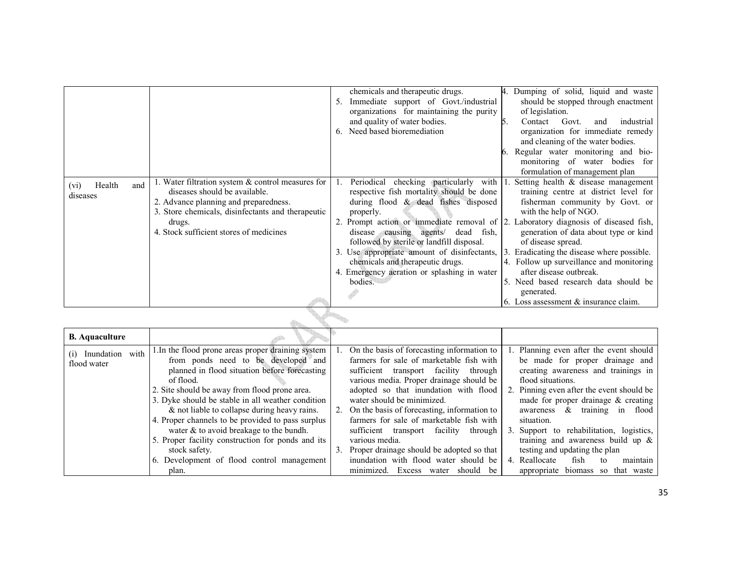| | | | |
|---|---|---|---|
| | | chemicals and therapeutic drugs.<br>5. Immediate support of Govt./industrial organizations for maintaining the purity and quality of water bodies.<br>6. Need based bioremediation | 4. Dumping of solid, liquid and waste should be stopped through enactment of legislation.<br>5. Contact Govt. and industrial organization for immediate remedy and cleaning of the water bodies.<br>6. Regular water monitoring and bio-monitoring of water bodies for formulation of management plan |
| (vi) Health and diseases | 1. Water filtration system & control measures for diseases should be available.<br>2. Advance planning and preparedness.<br>3. Store chemicals, disinfectants and therapeutic drugs.<br>4. Stock sufficient stores of medicines | 1. Periodical checking particularly with respective fish mortality should be done during flood & dead fishes disposed properly.<br>2. Prompt action or immediate removal of disease causing agents/ dead fish, followed by sterile or landfill disposal.<br>3. Use appropriate amount of disinfectants, chemicals and therapeutic drugs.<br>4. Emergency aeration or splashing in water bodies. | 1. Setting health & disease management training centre at district level for fisherman community by Govt. or with the help of NGO.<br>2. Laboratory diagnosis of diseased fish, generation of data about type or kind of disease spread.<br>3. Eradicating the disease where possible.<br>4. Follow up surveillance and monitoring after disease outbreak.<br>5. Need based research data should be generated.<br>6. Loss assessment & insurance claim. |

| **B. Aquaculture** | | | |
|---|---|---|---|
| (i) Inundation with flood water | 1. In the flood prone areas proper draining system from ponds need to be developed and planned in flood situation before forecasting of flood.<br>2. Site should be away from flood prone area.<br>3. Dyke should be stable in all weather condition & not liable to collapse during heavy rains.<br>4. Proper channels to be provided to pass surplus water & to avoid breakage to the bundh.<br>5. Proper facility construction for ponds and its stock safety.<br>6. Development of flood control management plan. | 1. On the basis of forecasting information to farmers for sale of marketable fish with sufficient transport facility through various media. Proper drainage should be adopted so that inundation with flood water should be minimized.<br>2. On the basis of forecasting, information to farmers for sale of marketable fish with sufficient transport facility through various media.<br>3. Proper drainage should be adopted so that inundation with flood water should be minimized. Excess water should be | 1. Planning even after the event should be made for proper drainage and creating awareness and trainings in flood situations.<br>2. Pinning even after the event should be made for proper drainage & creating awareness & training in flood situation.<br>3. Support to rehabilitation, logistics, training and awareness build up & testing and updating the plan<br>4. Reallocate fish to maintain appropriate biomass so that waste |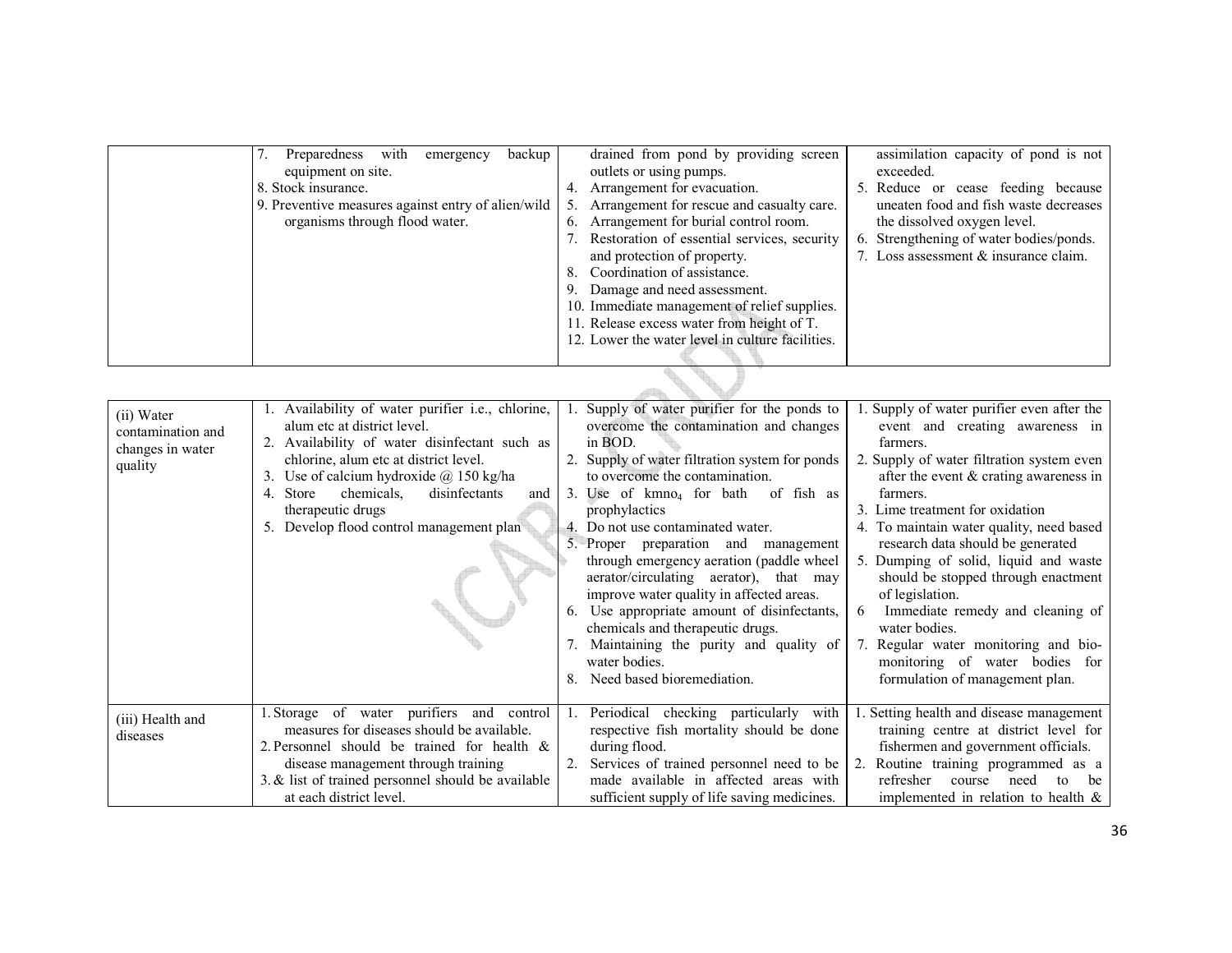| | | | |
|---|---|---|---|
| | 7. Preparedness with emergency backup equipment on site.<br>8. Stock insurance.<br>9. Preventive measures against entry of alien/wild organisms through flood water. | drained from pond by providing screen outlets or using pumps.<br>4. Arrangement for evacuation.<br>5. Arrangement for rescue and casualty care.<br>6. Arrangement for burial control room.<br>7. Restoration of essential services, security and protection of property.<br>8. Coordination of assistance.<br>9. Damage and need assessment.<br>10. Immediate management of relief supplies.<br>11. Release excess water from height of T.<br>12. Lower the water level in culture facilities. | assimilation capacity of pond is not exceeded.<br>5. Reduce or cease feeding because uneaten food and fish waste decreases the dissolved oxygen level.<br>6. Strengthening of water bodies/ponds.<br>7. Loss assessment & insurance claim. |

| | | | |
|---|---|---|---|
| (ii) Water contamination and changes in water quality | 1. Availability of water purifier i.e., chlorine, alum etc at district level.<br>2. Availability of water disinfectant such as chlorine, alum etc at district level.<br>3. Use of calcium hydroxide @ 150 kg/ha<br>4. Store chemicals, disinfectants and therapeutic drugs<br>5. Develop flood control management plan | 1. Supply of water purifier for the ponds to overcome the contamination and changes in BOD.<br>2. Supply of water filtration system for ponds to overcome the contamination.<br>3. Use of $kmno_4$ for bath of fish as prophylactics<br>4. Do not use contaminated water.<br>5. Proper preparation and management through emergency aeration (paddle wheel aerator/circulating aerator), that may improve water quality in affected areas.<br>6. Use appropriate amount of disinfectants, chemicals and therapeutic drugs.<br>7. Maintaining the purity and quality of water bodies.<br>8. Need based bioremediation. | 1. Supply of water purifier even after the event and creating awareness in farmers.<br>2. Supply of water filtration system even after the event & crating awareness in farmers.<br>3. Lime treatment for oxidation<br>4. To maintain water quality, need based research data should be generated<br>5. Dumping of solid, liquid and waste should be stopped through enactment of legislation.<br>6 Immediate remedy and cleaning of water bodies.<br>7. Regular water monitoring and bio-monitoring of water bodies for formulation of management plan. |
| (iii) Health and diseases | 1. Storage of water purifiers and control measures for diseases should be available.<br>2. Personnel should be trained for health & disease management through training<br>3. & list of trained personnel should be available at each district level. | 1. Periodical checking particularly with respective fish mortality should be done during flood.<br>2. Services of trained personnel need to be made available in affected areas with sufficient supply of life saving medicines. | 1. Setting health and disease management training centre at district level for fishermen and government officials.<br>2. Routine training programmed as a refresher course need to be implemented in relation to health & |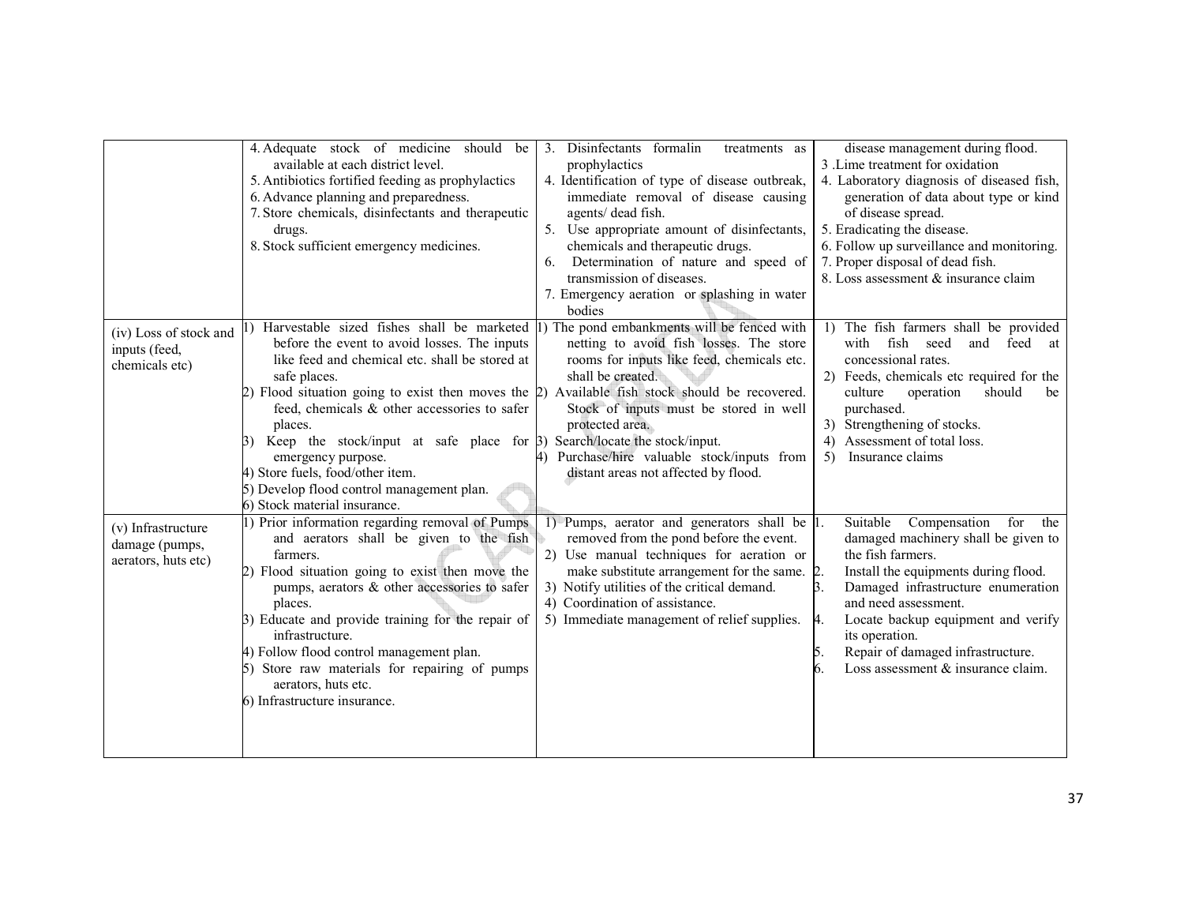| | | | |
|---|---|---|---|
| | 4. Adequate stock of medicine should be available at each district level.<br>5. Antibiotics fortified feeding as prophylactics<br>6. Advance planning and preparedness.<br>7. Store chemicals, disinfectants and therapeutic drugs.<br>8. Stock sufficient emergency medicines. | 3. Disinfectants formalin treatments as prophylactics<br>4. Identification of type of disease outbreak, immediate removal of disease causing agents/ dead fish.<br>5. Use appropriate amount of disinfectants, chemicals and therapeutic drugs.<br>6. Determination of nature and speed of transmission of diseases.<br>7. Emergency aeration or splashing in water bodies | disease management during flood.<br>3 .Lime treatment for oxidation<br>4. Laboratory diagnosis of diseased fish, generation of data about type or kind of disease spread.<br>5. Eradicating the disease.<br>6. Follow up surveillance and monitoring.<br>7. Proper disposal of dead fish.<br>8. Loss assessment & insurance claim |
| (iv) Loss of stock and inputs (feed, chemicals etc) | 1) Harvestable sized fishes shall be marketed before the event to avoid losses. The inputs like feed and chemical etc. shall be stored at safe places.<br>2) Flood situation going to exist then moves the feed, chemicals & other accessories to safer places.<br>3) Keep the stock/input at safe place for emergency purpose.<br>4) Store fuels, food/other item.<br>5) Develop flood control management plan.<br>6) Stock material insurance. | 1) The pond embankments will be fenced with netting to avoid fish losses. The store rooms for inputs like feed, chemicals etc. shall be created.<br>2) Available fish stock should be recovered. Stock of inputs must be stored in well protected area.<br>3) Search/locate the stock/input.<br>4) Purchase/hire valuable stock/inputs from distant areas not affected by flood. | 1) The fish farmers shall be provided with fish seed and feed at concessional rates.<br>2) Feeds, chemicals etc required for the culture operation should be purchased.<br>3) Strengthening of stocks.<br>4) Assessment of total loss.<br>5) Insurance claims |
| (v) Infrastructure damage (pumps, aerators, huts etc) | 1) Prior information regarding removal of Pumps and aerators shall be given to the fish farmers.<br>2) Flood situation going to exist then move the pumps, aerators & other accessories to safer places.<br>3) Educate and provide training for the repair of infrastructure.<br>4) Follow flood control management plan.<br>5) Store raw materials for repairing of pumps aerators, huts etc.<br>6) Infrastructure insurance. | 1) Pumps, aerator and generators shall be removed from the pond before the event.<br>2) Use manual techniques for aeration or make substitute arrangement for the same.<br>3) Notify utilities of the critical demand.<br>4) Coordination of assistance.<br>5) Immediate management of relief supplies. | 1. Suitable Compensation for the damaged machinery shall be given to the fish farmers.<br>2. Install the equipments during flood.<br>3. Damaged infrastructure enumeration and need assessment.<br>4. Locate backup equipment and verify its operation.<br>5. Repair of damaged infrastructure.<br>6. Loss assessment & insurance claim. |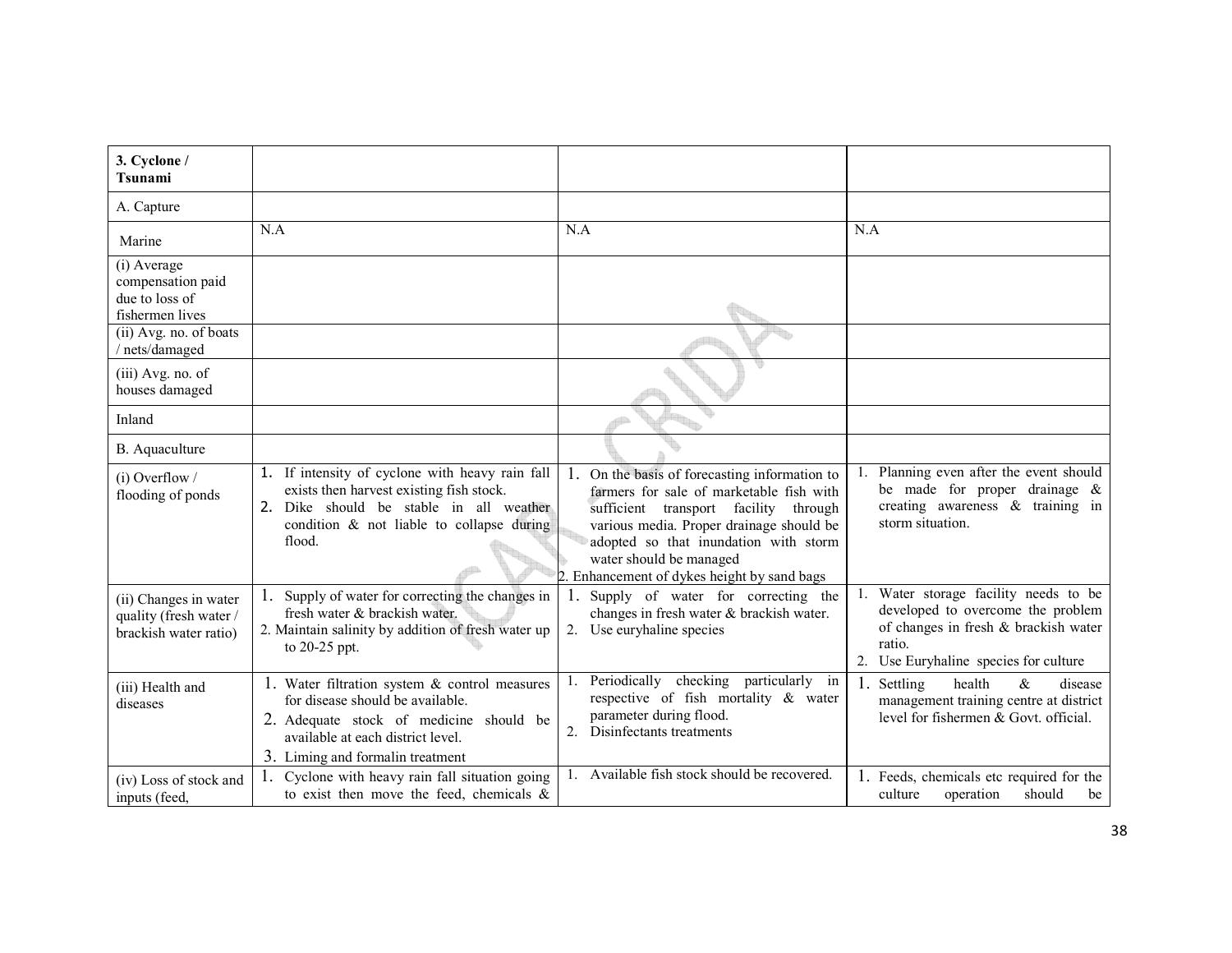| 3. Cyclone / Tsunami | | | |
|---|---|---|---|
| A. Capture | | | |
| Marine | N.A | N.A | N.A |
| (i) Average compensation paid due to loss of fishermen lives | | | |
| (ii) Avg. no. of boats / nets/damaged | | | |
| (iii) Avg. no. of houses damaged | | | |
| Inland | | | |
| B. Aquaculture | | | |
| (i) Overflow / flooding of ponds | 1. If intensity of cyclone with heavy rain fall exists then harvest existing fish stock.<br>2. Dike should be stable in all weather condition & not liable to collapse during flood. | 1. On the basis of forecasting information to farmers for sale of marketable fish with sufficient transport facility through various media. Proper drainage should be adopted so that inundation with storm water should be managed<br>2. Enhancement of dykes height by sand bags | 1. Planning even after the event should be made for proper drainage & creating awareness & training in storm situation. |
| (ii) Changes in water quality (fresh water / brackish water ratio) | 1. Supply of water for correcting the changes in fresh water & brackish water.<br>2. Maintain salinity by addition of fresh water up to 20-25 ppt. | 1. Supply of water for correcting the changes in fresh water & brackish water.<br>2. Use euryhaline species | 1. Water storage facility needs to be developed to overcome the problem of changes in fresh & brackish water ratio.<br>2. Use Euryhaline species for culture |
| (iii) Health and diseases | 1. Water filtration system & control measures for disease should be available.<br>2. Adequate stock of medicine should be available at each district level.<br>3. Liming and formalin treatment | 1. Periodically checking particularly in respective of fish mortality & water parameter during flood.<br>2. Disinfectants treatments | 1. Settling health & disease management training centre at district level for fishermen & Govt. official. |
| (iv) Loss of stock and inputs (feed, | 1. Cyclone with heavy rain fall situation going to exist then move the feed, chemicals & | 1. Available fish stock should be recovered. | 1. Feeds, chemicals etc required for the culture operation should be |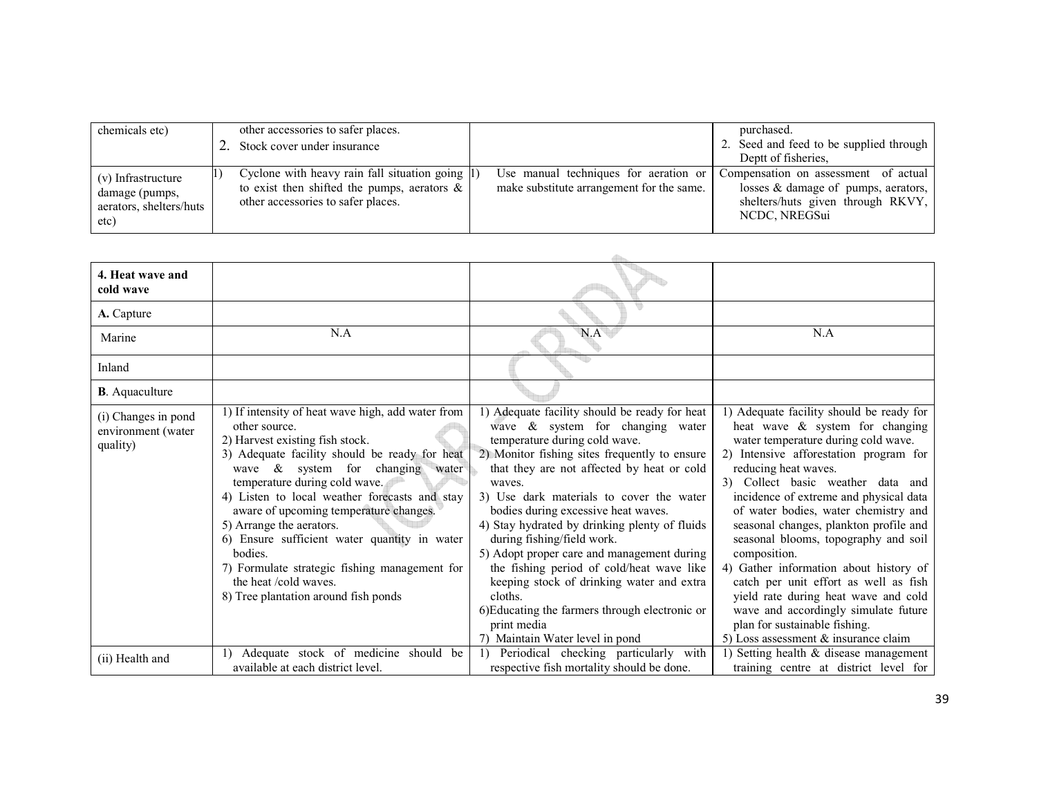| | | | |
|---|---|---|---|
| chemicals etc) | other accessories to safer places.<br>2. Stock cover under insurance | | purchased.<br>2. Seed and feed to be supplied through Deptt of fisheries, |
| (v) Infrastructure damage (pumps, aerators, shelters/huts etc) | 1) Cyclone with heavy rain fall situation going to exist then shifted the pumps, aerators & other accessories to safer places. | 1) Use manual techniques for aeration or make substitute arrangement for the same. | Compensation on assessment of actual losses & damage of pumps, aerators, shelters/huts given through RKVY, NCDC, NREGSui |

| | | | |
|---|---|---|---|
| **4. Heat wave and cold wave** | | | |
| **A.** Capture | | | |
| Marine | N.A | N.A | N.A |
| Inland | | | |
| **B**. Aquaculture | | | |
| (i) Changes in pond environment (water quality) | 1) If intensity of heat wave high, add water from other source.<br>2) Harvest existing fish stock.<br>3) Adequate facility should be ready for heat wave & system for changing water temperature during cold wave.<br>4) Listen to local weather forecasts and stay aware of upcoming temperature changes.<br>5) Arrange the aerators.<br>6) Ensure sufficient water quantity in water bodies.<br>7) Formulate strategic fishing management for the heat /cold waves.<br>8) Tree plantation around fish ponds | 1) Adequate facility should be ready for heat wave & system for changing water temperature during cold wave.<br>2) Monitor fishing sites frequently to ensure that they are not affected by heat or cold waves.<br>3) Use dark materials to cover the water bodies during excessive heat waves.<br>4) Stay hydrated by drinking plenty of fluids during fishing/field work.<br>5) Adopt proper care and management during the fishing period of cold/heat wave like keeping stock of drinking water and extra cloths.<br>6)Educating the farmers through electronic or print media<br>7) Maintain Water level in pond | 1) Adequate facility should be ready for heat wave & system for changing water temperature during cold wave.<br>2) Intensive afforestation program for reducing heat waves.<br>3) Collect basic weather data and incidence of extreme and physical data of water bodies, water chemistry and seasonal changes, plankton profile and seasonal blooms, topography and soil composition.<br>4) Gather information about history of catch per unit effort as well as fish yield rate during heat wave and cold wave and accordingly simulate future plan for sustainable fishing.<br>5) Loss assessment & insurance claim |
| (ii) Health and | 1) Adequate stock of medicine should be available at each district level. | 1) Periodical checking particularly with respective fish mortality should be done. | 1) Setting health & disease management training centre at district level for |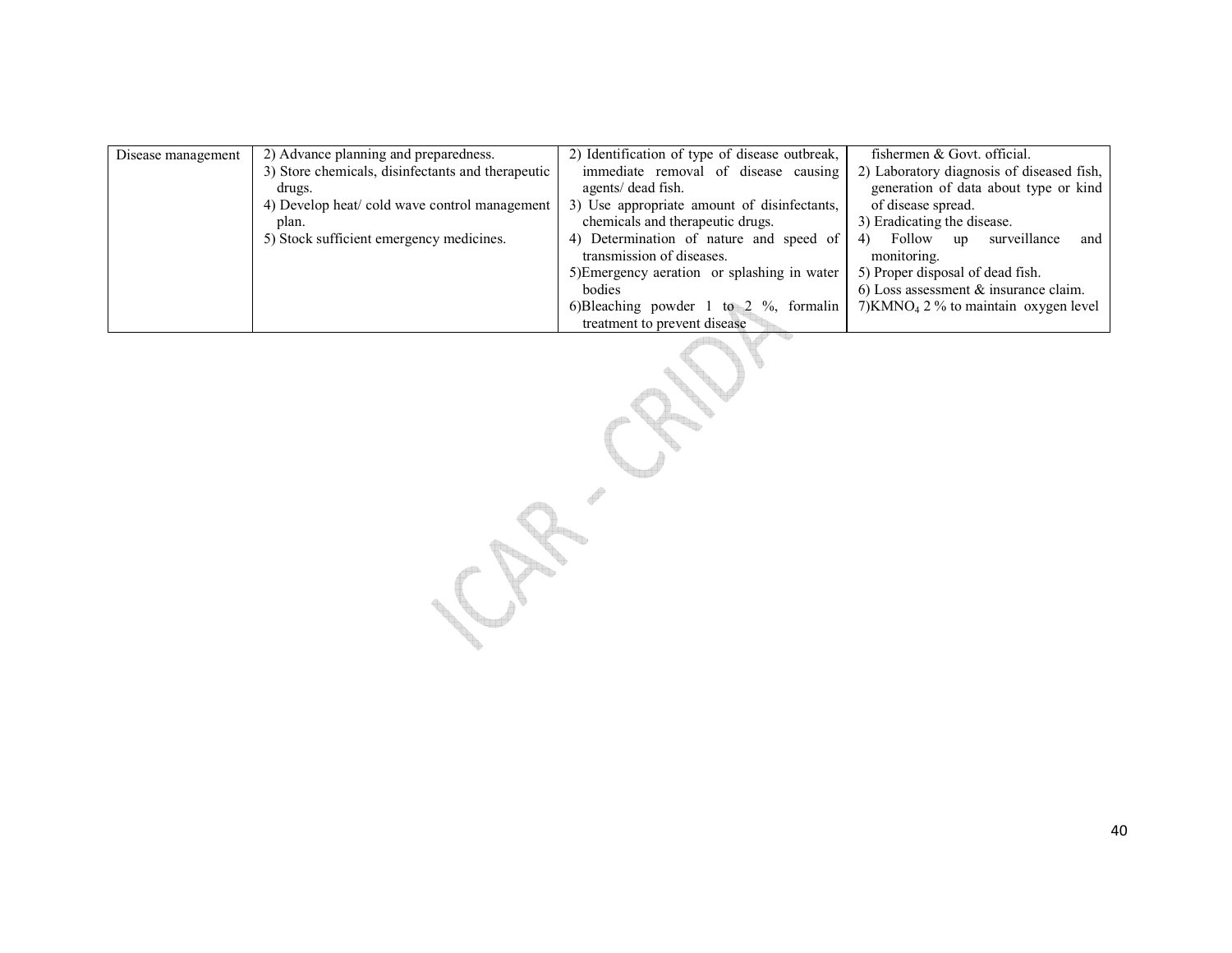| | | | |
|---|---|---|---|
| Disease management | 2) Advance planning and preparedness.<br>3) Store chemicals, disinfectants and therapeutic drugs.<br>4) Develop heat/ cold wave control management plan.<br>5) Stock sufficient emergency medicines. | 2) Identification of type of disease outbreak, immediate removal of disease causing agents/ dead fish.<br>3) Use appropriate amount of disinfectants, chemicals and therapeutic drugs.<br>4) Determination of nature and speed of transmission of diseases.<br>5)Emergency aeration or splashing in water bodies<br>6)Bleaching powder 1 to 2 %, formalin treatment to prevent disease | fishermen & Govt. official.<br>2) Laboratory diagnosis of diseased fish, generation of data about type or kind of disease spread.<br>3) Eradicating the disease.<br>4) Follow up surveillance and monitoring.<br>5) Proper disposal of dead fish.<br>6) Loss assessment & insurance claim.<br>7)$KMNO_4$ 2 % to maintain oxygen level |